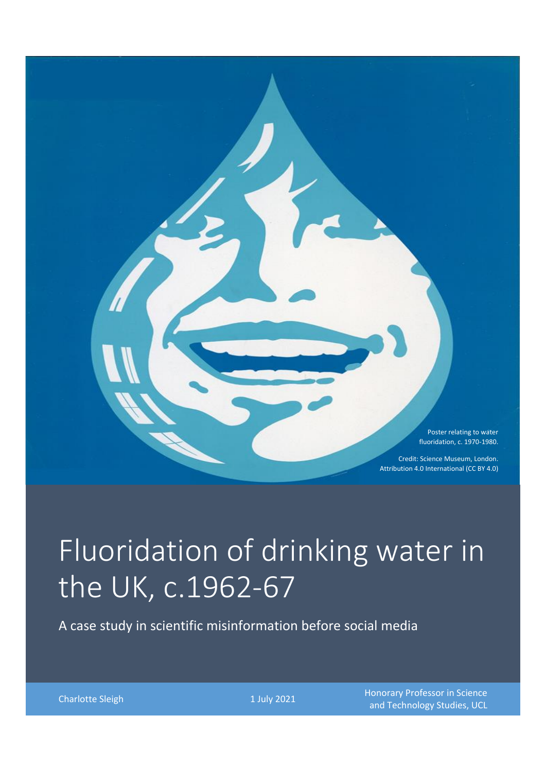Poster relating to water fluoridation, c. 1970-1980.

Credit: Science Museum, London. Attribution 4.0 International (CC BY 4.0)

# Fluoridation of drinking water in the UK, c.1962-67

A case study in scientific misinformation before social media

Charlotte Sleigh

1 July 2021

Honorary Professor in Science and Technology Studies, UCL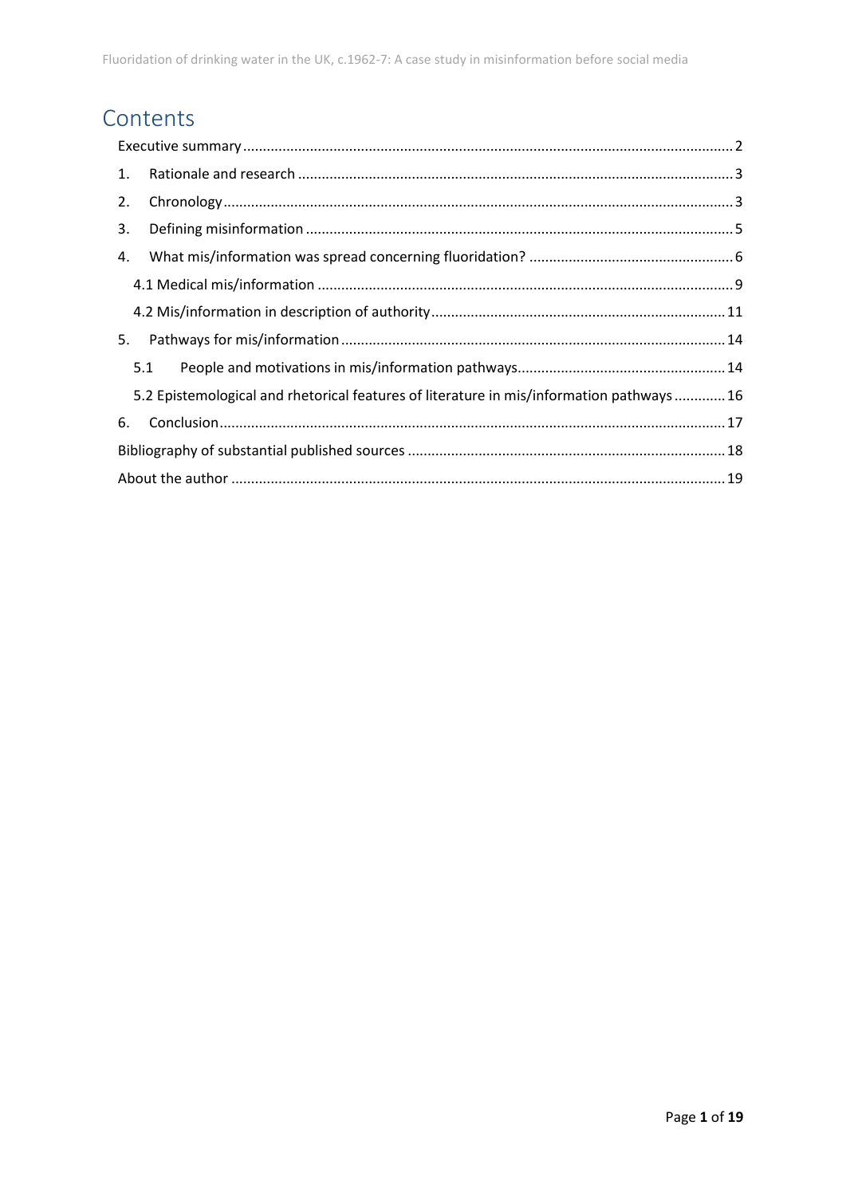# Contents

Executive summary ........................................................................................................ 2

1. Rationale and research ............................................................................................. 3
2. Chronology ................................................................................................................ 3
3. Defining misinformation ........................................................................................... 5
4. What mis/information was spread concerning fluoridation? ..................................... 6
   - 4.1 Medical mis/information ........................................................................................ 9
   - 4.2 Mis/information in description of authority .......................................................... 11
5. Pathways for mis/information .................................................................................. 14
   - 5.1 People and motivations in mis/information pathways.......................................... 14
   - 5.2 Epistemological and rhetorical features of literature in mis/information pathways ............ 16
6. Conclusion ............................................................................................................... 17

Bibliography of substantial published sources ............................................................. 18

About the author .......................................................................................................... 19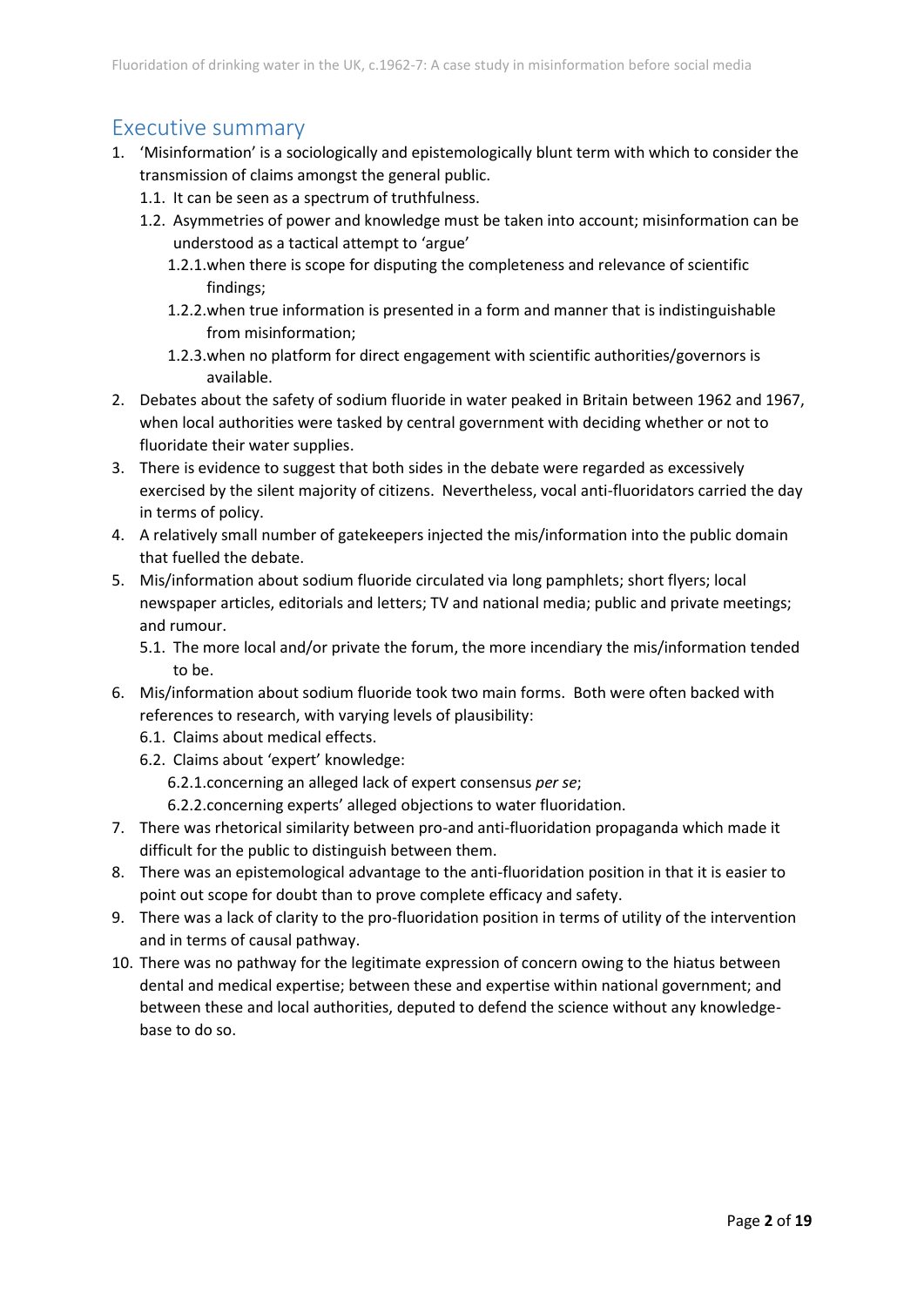## Executive summary

1. 'Misinformation' is a sociologically and epistemologically blunt term with which to consider the transmission of claims amongst the general public.
   1.1. It can be seen as a spectrum of truthfulness.
   1.2. Asymmetries of power and knowledge must be taken into account; misinformation can be understood as a tactical attempt to 'argue'
      1.2.1. when there is scope for disputing the completeness and relevance of scientific findings;
      1.2.2. when true information is presented in a form and manner that is indistinguishable from misinformation;
      1.2.3. when no platform for direct engagement with scientific authorities/governors is available.
2. Debates about the safety of sodium fluoride in water peaked in Britain between 1962 and 1967, when local authorities were tasked by central government with deciding whether or not to fluoridate their water supplies.
3. There is evidence to suggest that both sides in the debate were regarded as excessively exercised by the silent majority of citizens. Nevertheless, vocal anti-fluoridators carried the day in terms of policy.
4. A relatively small number of gatekeepers injected the mis/information into the public domain that fuelled the debate.
5. Mis/information about sodium fluoride circulated via long pamphlets; short flyers; local newspaper articles, editorials and letters; TV and national media; public and private meetings; and rumour.
   5.1. The more local and/or private the forum, the more incendiary the mis/information tended to be.
6. Mis/information about sodium fluoride took two main forms. Both were often backed with references to research, with varying levels of plausibility:
   6.1. Claims about medical effects.
   6.2. Claims about 'expert' knowledge:
      6.2.1. concerning an alleged lack of expert consensus *per se*;
      6.2.2. concerning experts' alleged objections to water fluoridation.
7. There was rhetorical similarity between pro-and anti-fluoridation propaganda which made it difficult for the public to distinguish between them.
8. There was an epistemological advantage to the anti-fluoridation position in that it is easier to point out scope for doubt than to prove complete efficacy and safety.
9. There was a lack of clarity to the pro-fluoridation position in terms of utility of the intervention and in terms of causal pathway.
10. There was no pathway for the legitimate expression of concern owing to the hiatus between dental and medical expertise; between these and expertise within national government; and between these and local authorities, deputed to defend the science without any knowledge-base to do so.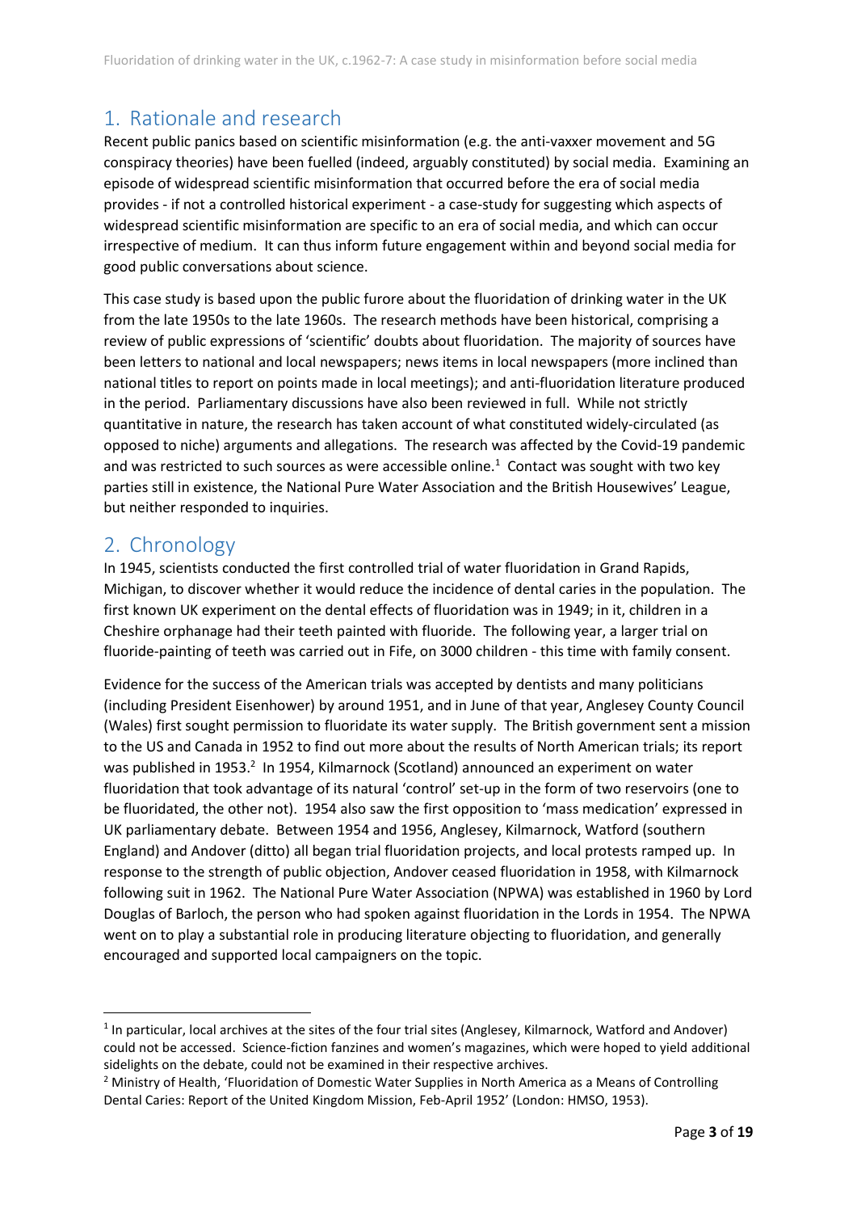## 1. Rationale and research

Recent public panics based on scientific misinformation (e.g. the anti-vaxxer movement and 5G conspiracy theories) have been fuelled (indeed, arguably constituted) by social media. Examining an episode of widespread scientific misinformation that occurred before the era of social media provides - if not a controlled historical experiment - a case-study for suggesting which aspects of widespread scientific misinformation are specific to an era of social media, and which can occur irrespective of medium. It can thus inform future engagement within and beyond social media for good public conversations about science.

This case study is based upon the public furore about the fluoridation of drinking water in the UK from the late 1950s to the late 1960s. The research methods have been historical, comprising a review of public expressions of 'scientific' doubts about fluoridation. The majority of sources have been letters to national and local newspapers; news items in local newspapers (more inclined than national titles to report on points made in local meetings); and anti-fluoridation literature produced in the period. Parliamentary discussions have also been reviewed in full. While not strictly quantitative in nature, the research has taken account of what constituted widely-circulated (as opposed to niche) arguments and allegations. The research was affected by the Covid-19 pandemic and was restricted to such sources as were accessible online.[1] Contact was sought with two key parties still in existence, the National Pure Water Association and the British Housewives' League, but neither responded to inquiries.

## 2. Chronology

In 1945, scientists conducted the first controlled trial of water fluoridation in Grand Rapids, Michigan, to discover whether it would reduce the incidence of dental caries in the population. The first known UK experiment on the dental effects of fluoridation was in 1949; in it, children in a Cheshire orphanage had their teeth painted with fluoride. The following year, a larger trial on fluoride-painting of teeth was carried out in Fife, on 3000 children - this time with family consent.

Evidence for the success of the American trials was accepted by dentists and many politicians (including President Eisenhower) by around 1951, and in June of that year, Anglesey County Council (Wales) first sought permission to fluoridate its water supply. The British government sent a mission to the US and Canada in 1952 to find out more about the results of North American trials; its report was published in 1953.[2] In 1954, Kilmarnock (Scotland) announced an experiment on water fluoridation that took advantage of its natural 'control' set-up in the form of two reservoirs (one to be fluoridated, the other not). 1954 also saw the first opposition to 'mass medication' expressed in UK parliamentary debate. Between 1954 and 1956, Anglesey, Kilmarnock, Watford (southern England) and Andover (ditto) all began trial fluoridation projects, and local protests ramped up. In response to the strength of public objection, Andover ceased fluoridation in 1958, with Kilmarnock following suit in 1962. The National Pure Water Association (NPWA) was established in 1960 by Lord Douglas of Barloch, the person who had spoken against fluoridation in the Lords in 1954. The NPWA went on to play a substantial role in producing literature objecting to fluoridation, and generally encouraged and supported local campaigners on the topic.

---

[1] In particular, local archives at the sites of the four trial sites (Anglesey, Kilmarnock, Watford and Andover) could not be accessed. Science-fiction fanzines and women's magazines, which were hoped to yield additional sidelights on the debate, could not be examined in their respective archives.

[2] Ministry of Health, 'Fluoridation of Domestic Water Supplies in North America as a Means of Controlling Dental Caries: Report of the United Kingdom Mission, Feb-April 1952' (London: HMSO, 1953).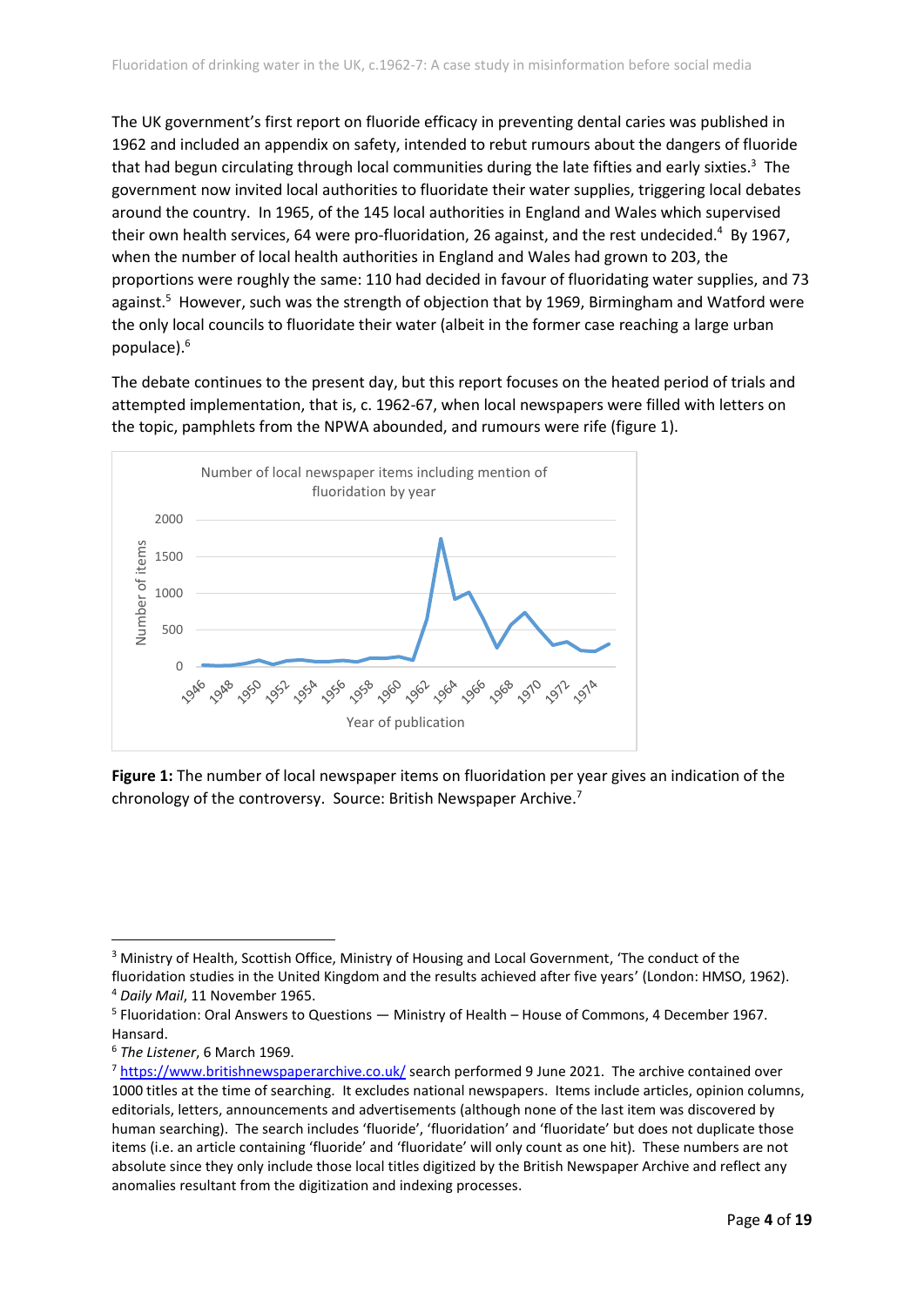The UK government's first report on fluoride efficacy in preventing dental caries was published in 1962 and included an appendix on safety, intended to rebut rumours about the dangers of fluoride that had begun circulating through local communities during the late fifties and early sixties.[3] The government now invited local authorities to fluoridate their water supplies, triggering local debates around the country. In 1965, of the 145 local authorities in England and Wales which supervised their own health services, 64 were pro-fluoridation, 26 against, and the rest undecided.[4] By 1967, when the number of local health authorities in England and Wales had grown to 203, the proportions were roughly the same: 110 had decided in favour of fluoridating water supplies, and 73 against.[5] However, such was the strength of objection that by 1969, Birmingham and Watford were the only local councils to fluoridate their water (albeit in the former case reaching a large urban populace).[6]

The debate continues to the present day, but this report focuses on the heated period of trials and attempted implementation, that is, c. 1962-67, when local newspapers were filled with letters on the topic, pamphlets from the NPWA abounded, and rumours were rife (figure 1).

**Figure 1:** The number of local newspaper items on fluoridation per year gives an indication of the chronology of the controversy. Source: British Newspaper Archive.[7]

---

[3] Ministry of Health, Scottish Office, Ministry of Housing and Local Government, 'The conduct of the fluoridation studies in the United Kingdom and the results achieved after five years' (London: HMSO, 1962).

[4] *Daily Mail*, 11 November 1965.

[5] Fluoridation: Oral Answers to Questions — Ministry of Health – House of Commons, 4 December 1967. Hansard.

[6] *The Listener*, 6 March 1969.

[7] https://www.britishnewspaperarchive.co.uk/ search performed 9 June 2021. The archive contained over 1000 titles at the time of searching. It excludes national newspapers. Items include articles, opinion columns, editorials, letters, announcements and advertisements (although none of the last item was discovered by human searching). The search includes 'fluoride', 'fluoridation' and 'fluoridate' but does not duplicate those items (i.e. an article containing 'fluoride' and 'fluoridate' will only count as one hit). These numbers are not absolute since they only include those local titles digitized by the British Newspaper Archive and reflect any anomalies resultant from the digitization and indexing processes.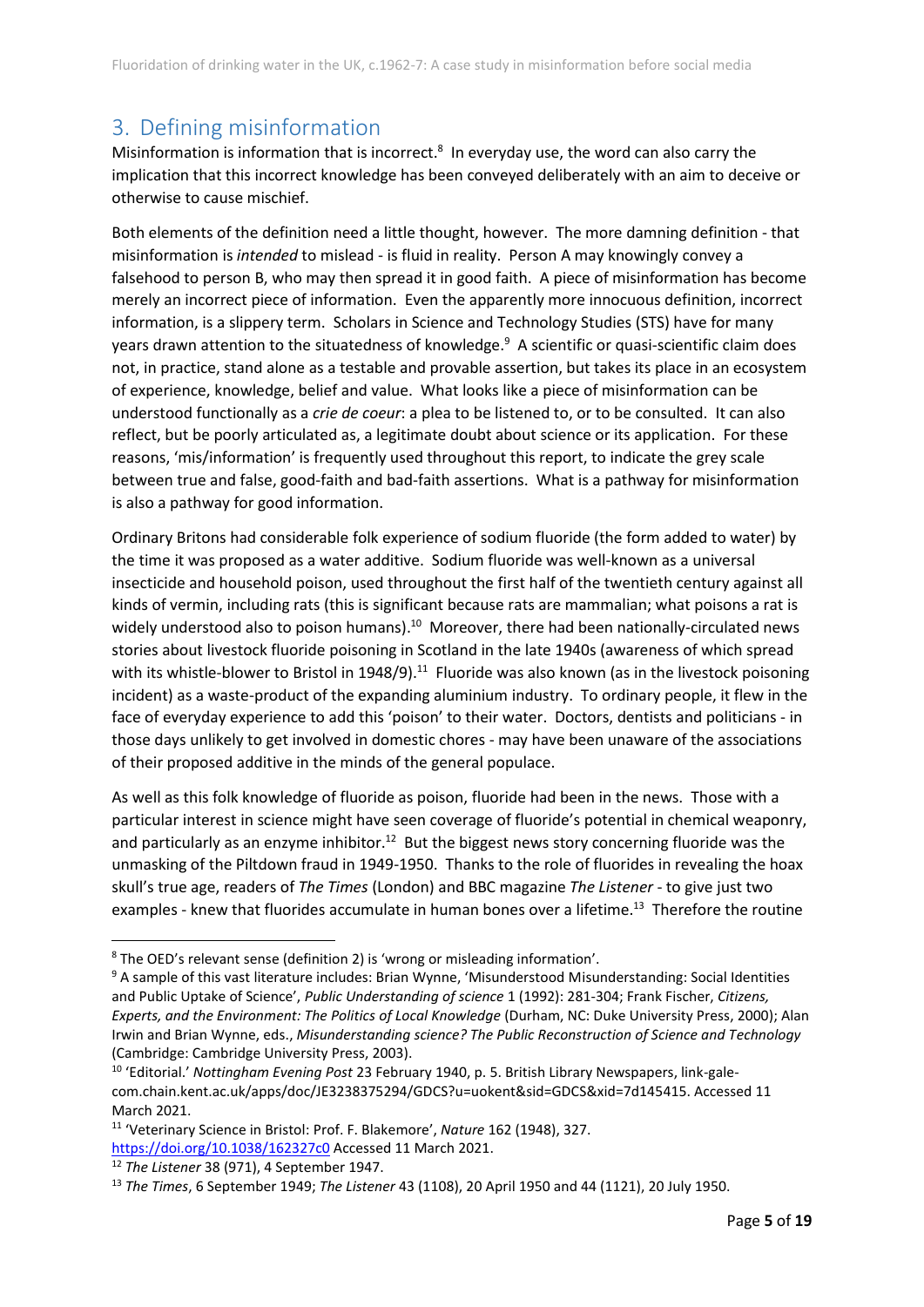## 3. Defining misinformation

Misinformation is information that is incorrect.[8] In everyday use, the word can also carry the implication that this incorrect knowledge has been conveyed deliberately with an aim to deceive or otherwise to cause mischief.

Both elements of the definition need a little thought, however. The more damning definition - that misinformation is *intended* to mislead - is fluid in reality. Person A may knowingly convey a falsehood to person B, who may then spread it in good faith. A piece of misinformation has become merely an incorrect piece of information. Even the apparently more innocuous definition, incorrect information, is a slippery term. Scholars in Science and Technology Studies (STS) have for many years drawn attention to the situatedness of knowledge.[9] A scientific or quasi-scientific claim does not, in practice, stand alone as a testable and provable assertion, but takes its place in an ecosystem of experience, knowledge, belief and value. What looks like a piece of misinformation can be understood functionally as a *crie de coeur*: a plea to be listened to, or to be consulted. It can also reflect, but be poorly articulated as, a legitimate doubt about science or its application. For these reasons, 'mis/information' is frequently used throughout this report, to indicate the grey scale between true and false, good-faith and bad-faith assertions. What is a pathway for misinformation is also a pathway for good information.

Ordinary Britons had considerable folk experience of sodium fluoride (the form added to water) by the time it was proposed as a water additive. Sodium fluoride was well-known as a universal insecticide and household poison, used throughout the first half of the twentieth century against all kinds of vermin, including rats (this is significant because rats are mammalian; what poisons a rat is widely understood also to poison humans).[10] Moreover, there had been nationally-circulated news stories about livestock fluoride poisoning in Scotland in the late 1940s (awareness of which spread with its whistle-blower to Bristol in 1948/9).[11] Fluoride was also known (as in the livestock poisoning incident) as a waste-product of the expanding aluminium industry. To ordinary people, it flew in the face of everyday experience to add this 'poison' to their water. Doctors, dentists and politicians - in those days unlikely to get involved in domestic chores - may have been unaware of the associations of their proposed additive in the minds of the general populace.

As well as this folk knowledge of fluoride as poison, fluoride had been in the news. Those with a particular interest in science might have seen coverage of fluoride's potential in chemical weaponry, and particularly as an enzyme inhibitor.[12] But the biggest news story concerning fluoride was the unmasking of the Piltdown fraud in 1949-1950. Thanks to the role of fluorides in revealing the hoax skull's true age, readers of *The Times* (London) and BBC magazine *The Listener* - to give just two examples - knew that fluorides accumulate in human bones over a lifetime.[13] Therefore the routine

---

[8] The OED's relevant sense (definition 2) is 'wrong or misleading information'.

[9] A sample of this vast literature includes: Brian Wynne, 'Misunderstood Misunderstanding: Social Identities and Public Uptake of Science', *Public Understanding of science* 1 (1992): 281-304; Frank Fischer, *Citizens, Experts, and the Environment: The Politics of Local Knowledge* (Durham, NC: Duke University Press, 2000); Alan Irwin and Brian Wynne, eds., *Misunderstanding science? The Public Reconstruction of Science and Technology* (Cambridge: Cambridge University Press, 2003).

[10] 'Editorial.' *Nottingham Evening Post* 23 February 1940, p. 5. British Library Newspapers, link-gale-com.chain.kent.ac.uk/apps/doc/JE3238375294/GDCS?u=uokent&sid=GDCS&xid=7d145415. Accessed 11 March 2021.

[11] 'Veterinary Science in Bristol: Prof. F. Blakemore', *Nature* 162 (1948), 327. https://doi.org/10.1038/162327c0 Accessed 11 March 2021.

[12] *The Listener* 38 (971), 4 September 1947.

[13] *The Times*, 6 September 1949; *The Listener* 43 (1108), 20 April 1950 and 44 (1121), 20 July 1950.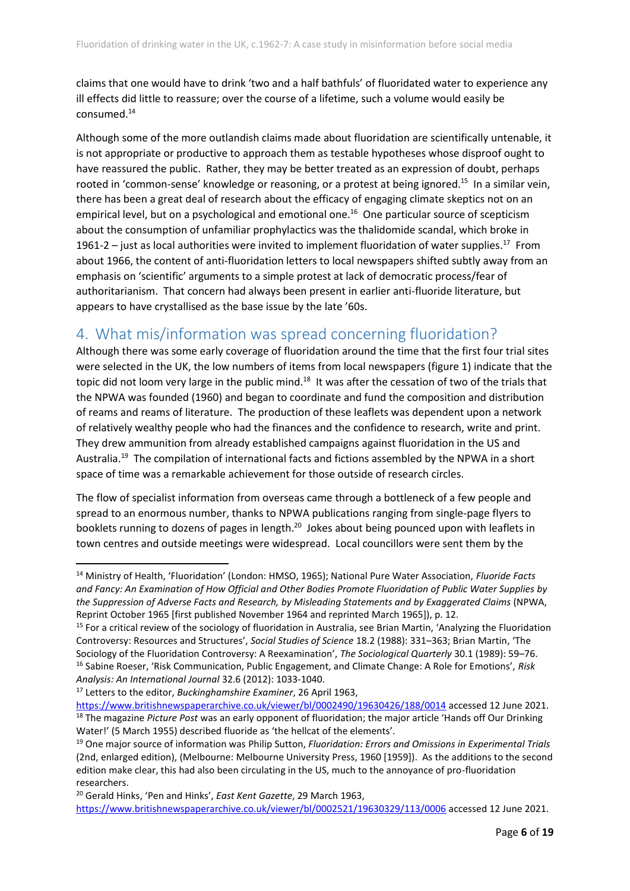claims that one would have to drink 'two and a half bathfuls' of fluoridated water to experience any ill effects did little to reassure; over the course of a lifetime, such a volume would easily be consumed.[14]

Although some of the more outlandish claims made about fluoridation are scientifically untenable, it is not appropriate or productive to approach them as testable hypotheses whose disproof ought to have reassured the public. Rather, they may be better treated as an expression of doubt, perhaps rooted in 'common-sense' knowledge or reasoning, or a protest at being ignored.[15] In a similar vein, there has been a great deal of research about the efficacy of engaging climate skeptics not on an empirical level, but on a psychological and emotional one.[16] One particular source of scepticism about the consumption of unfamiliar prophylactics was the thalidomide scandal, which broke in 1961-2 – just as local authorities were invited to implement fluoridation of water supplies.[17] From about 1966, the content of anti-fluoridation letters to local newspapers shifted subtly away from an emphasis on 'scientific' arguments to a simple protest at lack of democratic process/fear of authoritarianism. That concern had always been present in earlier anti-fluoride literature, but appears to have crystallised as the base issue by the late '60s.

## 4. What mis/information was spread concerning fluoridation?

Although there was some early coverage of fluoridation around the time that the first four trial sites were selected in the UK, the low numbers of items from local newspapers (figure 1) indicate that the topic did not loom very large in the public mind.[18] It was after the cessation of two of the trials that the NPWA was founded (1960) and began to coordinate and fund the composition and distribution of reams and reams of literature. The production of these leaflets was dependent upon a network of relatively wealthy people who had the finances and the confidence to research, write and print. They drew ammunition from already established campaigns against fluoridation in the US and Australia.[19] The compilation of international facts and fictions assembled by the NPWA in a short space of time was a remarkable achievement for those outside of research circles.

The flow of specialist information from overseas came through a bottleneck of a few people and spread to an enormous number, thanks to NPWA publications ranging from single-page flyers to booklets running to dozens of pages in length.[20] Jokes about being pounced upon with leaflets in town centres and outside meetings were widespread. Local councillors were sent them by the

---

[14] Ministry of Health, 'Fluoridation' (London: HMSO, 1965); National Pure Water Association, *Fluoride Facts and Fancy: An Examination of How Official and Other Bodies Promote Fluoridation of Public Water Supplies by the Suppression of Adverse Facts and Research, by Misleading Statements and by Exaggerated Claims* (NPWA, Reprint October 1965 [first published November 1964 and reprinted March 1965]), p. 12.

[15] For a critical review of the sociology of fluoridation in Australia, see Brian Martin, 'Analyzing the Fluoridation Controversy: Resources and Structures', *Social Studies of Science* 18.2 (1988): 331–363; Brian Martin, 'The Sociology of the Fluoridation Controversy: A Reexamination', *The Sociological Quarterly* 30.1 (1989): 59–76.

[16] Sabine Roeser, 'Risk Communication, Public Engagement, and Climate Change: A Role for Emotions', *Risk Analysis: An International Journal* 32.6 (2012): 1033-1040.

[17] Letters to the editor, *Buckinghamshire Examiner*, 26 April 1963, https://www.britishnewspaperarchive.co.uk/viewer/bl/0002490/19630426/188/0014 accessed 12 June 2021.

[18] The magazine *Picture Post* was an early opponent of fluoridation; the major article 'Hands off Our Drinking Water!' (5 March 1955) described fluoride as 'the hellcat of the elements'.

[19] One major source of information was Philip Sutton, *Fluoridation: Errors and Omissions in Experimental Trials* (2nd, enlarged edition), (Melbourne: Melbourne University Press, 1960 [1959]). As the additions to the second edition make clear, this had also been circulating in the US, much to the annoyance of pro-fluoridation researchers.

[20] Gerald Hinks, 'Pen and Hinks', *East Kent Gazette*, 29 March 1963, https://www.britishnewspaperarchive.co.uk/viewer/bl/0002521/19630329/113/0006 accessed 12 June 2021.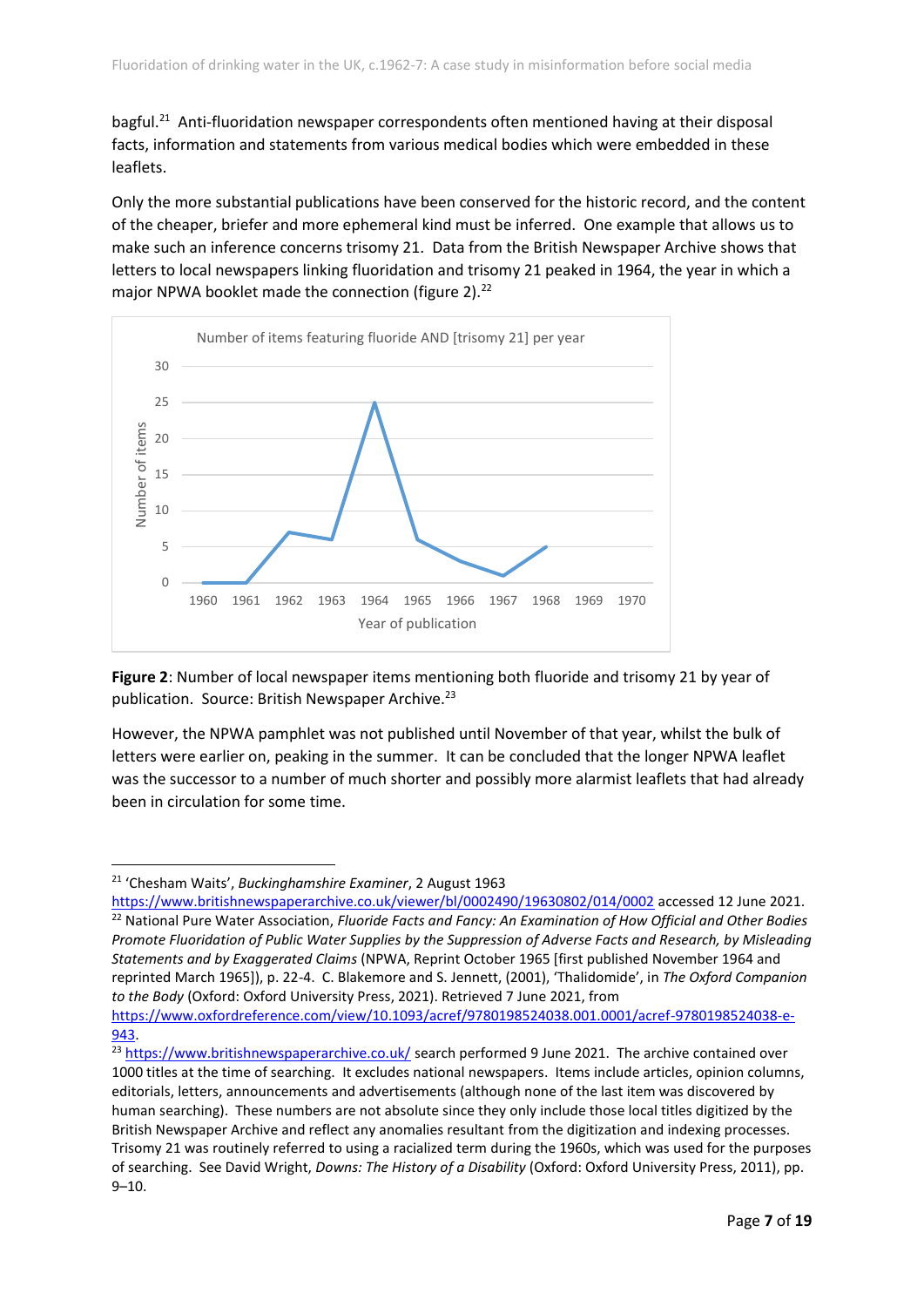bagful.[21] Anti-fluoridation newspaper correspondents often mentioned having at their disposal facts, information and statements from various medical bodies which were embedded in these leaflets.

Only the more substantial publications have been conserved for the historic record, and the content of the cheaper, briefer and more ephemeral kind must be inferred. One example that allows us to make such an inference concerns trisomy 21. Data from the British Newspaper Archive shows that letters to local newspapers linking fluoridation and trisomy 21 peaked in 1964, the year in which a major NPWA booklet made the connection (figure 2).[22]

**Figure 2**: Number of local newspaper items mentioning both fluoride and trisomy 21 by year of publication. Source: British Newspaper Archive.[23]

However, the NPWA pamphlet was not published until November of that year, whilst the bulk of letters were earlier on, peaking in the summer. It can be concluded that the longer NPWA leaflet was the successor to a number of much shorter and possibly more alarmist leaflets that had already been in circulation for some time.

---

[21] 'Chesham Waits', *Buckinghamshire Examiner*, 2 August 1963 https://www.britishnewspaperarchive.co.uk/viewer/bl/0002490/19630802/014/0002 accessed 12 June 2021.

[22] National Pure Water Association, *Fluoride Facts and Fancy: An Examination of How Official and Other Bodies Promote Fluoridation of Public Water Supplies by the Suppression of Adverse Facts and Research, by Misleading Statements and by Exaggerated Claims* (NPWA, Reprint October 1965 [first published November 1964 and reprinted March 1965]), p. 22-4. C. Blakemore and S. Jennett, (2001), 'Thalidomide', in *The Oxford Companion to the Body* (Oxford: Oxford University Press, 2021). Retrieved 7 June 2021, from https://www.oxfordreference.com/view/10.1093/acref/9780198524038.001.0001/acref-9780198524038-e-943.

[23] https://www.britishnewspaperarchive.co.uk/ search performed 9 June 2021. The archive contained over 1000 titles at the time of searching. It excludes national newspapers. Items include articles, opinion columns, editorials, letters, announcements and advertisements (although none of the last item was discovered by human searching). These numbers are not absolute since they only include those local titles digitized by the British Newspaper Archive and reflect any anomalies resultant from the digitization and indexing processes. Trisomy 21 was routinely referred to using a racialized term during the 1960s, which was used for the purposes of searching. See David Wright, *Downs: The History of a Disability* (Oxford: Oxford University Press, 2011), pp. 9–10.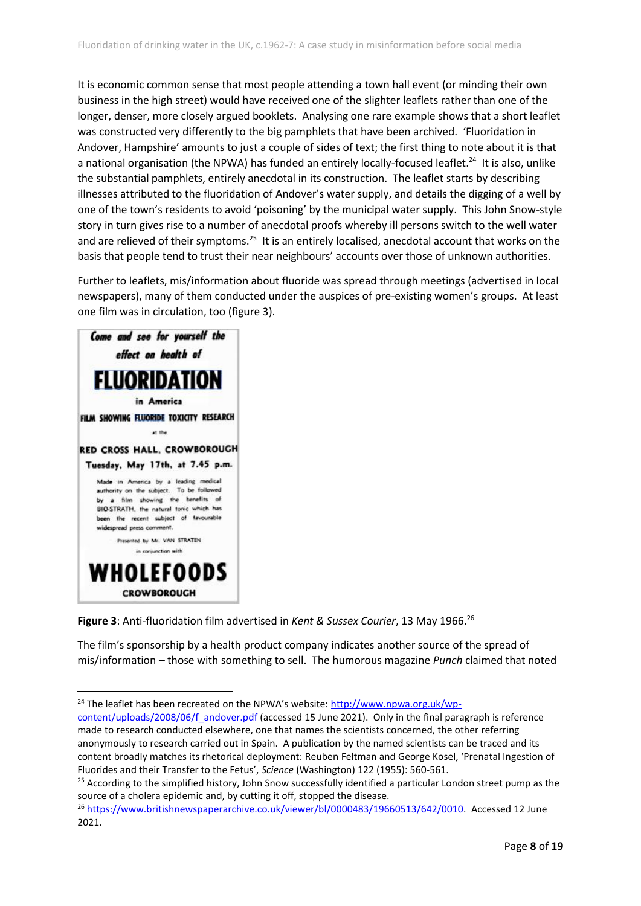It is economic common sense that most people attending a town hall event (or minding their own business in the high street) would have received one of the slighter leaflets rather than one of the longer, denser, more closely argued booklets. Analysing one rare example shows that a short leaflet was constructed very differently to the big pamphlets that have been archived. 'Fluoridation in Andover, Hampshire' amounts to just a couple of sides of text; the first thing to note about it is that a national organisation (the NPWA) has funded an entirely locally-focused leaflet.[24] It is also, unlike the substantial pamphlets, entirely anecdotal in its construction. The leaflet starts by describing illnesses attributed to the fluoridation of Andover's water supply, and details the digging of a well by one of the town's residents to avoid 'poisoning' by the municipal water supply. This John Snow-style story in turn gives rise to a number of anecdotal proofs whereby ill persons switch to the well water and are relieved of their symptoms.[25] It is an entirely localised, anecdotal account that works on the basis that people tend to trust their near neighbours' accounts over those of unknown authorities.

Further to leaflets, mis/information about fluoride was spread through meetings (advertised in local newspapers), many of them conducted under the auspices of pre-existing women's groups. At least one film was in circulation, too (figure 3).

Come and see for yourself the effect on health of

**FLUORIDATION**

in America

FILM SHOWING FLUORIDE TOXICITY RESEARCH

at the

RED CROSS HALL, CROWBOROUGH

Tuesday, May 17th, at 7.45 p.m.

Made in America by a leading medical authority on the subject. To be followed by a film showing the benefits of BIO-STRATH, the natural tonic which has been the recent subject of favourable widespread press comment.

Presented by Mr. VAN STRATEN

in conjunction with

**WHOLEFOODS**

CROWBOROUGH

**Figure 3**: Anti-fluoridation film advertised in *Kent & Sussex Courier*, 13 May 1966.[26]

The film's sponsorship by a health product company indicates another source of the spread of mis/information – those with something to sell. The humorous magazine *Punch* claimed that noted

---

[24] The leaflet has been recreated on the NPWA's website: http://www.npwa.org.uk/wp-content/uploads/2008/06/f_andover.pdf (accessed 15 June 2021). Only in the final paragraph is reference made to research conducted elsewhere, one that names the scientists concerned, the other referring anonymously to research carried out in Spain. A publication by the named scientists can be traced and its content broadly matches its rhetorical deployment: Reuben Feltman and George Kosel, 'Prenatal Ingestion of Fluorides and their Transfer to the Fetus', *Science* (Washington) 122 (1955): 560-561.

[25] According to the simplified history, John Snow successfully identified a particular London street pump as the source of a cholera epidemic and, by cutting it off, stopped the disease.

[26] https://www.britishnewspaperarchive.co.uk/viewer/bl/0000483/19660513/642/0010. Accessed 12 June 2021.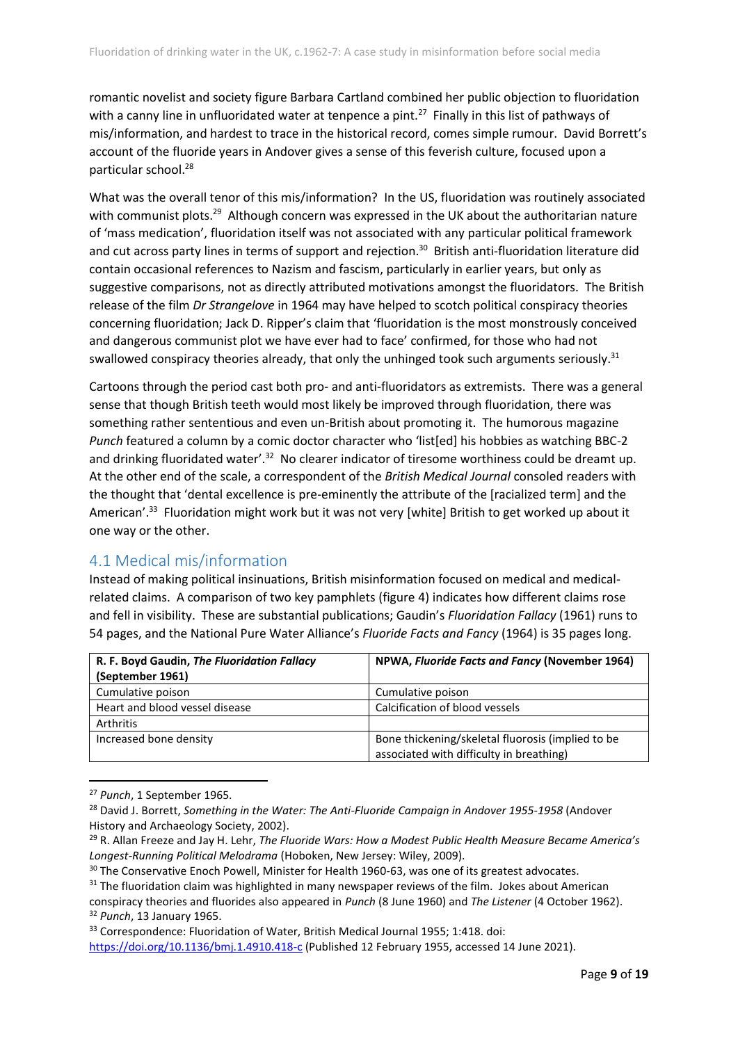romantic novelist and society figure Barbara Cartland combined her public objection to fluoridation with a canny line in unfluoridated water at tenpence a pint.[27] Finally in this list of pathways of mis/information, and hardest to trace in the historical record, comes simple rumour. David Borrett's account of the fluoride years in Andover gives a sense of this feverish culture, focused upon a particular school.[28]

What was the overall tenor of this mis/information? In the US, fluoridation was routinely associated with communist plots.[29] Although concern was expressed in the UK about the authoritarian nature of 'mass medication', fluoridation itself was not associated with any particular political framework and cut across party lines in terms of support and rejection.[30] British anti-fluoridation literature did contain occasional references to Nazism and fascism, particularly in earlier years, but only as suggestive comparisons, not as directly attributed motivations amongst the fluoridators. The British release of the film *Dr Strangelove* in 1964 may have helped to scotch political conspiracy theories concerning fluoridation; Jack D. Ripper's claim that 'fluoridation is the most monstrously conceived and dangerous communist plot we have ever had to face' confirmed, for those who had not swallowed conspiracy theories already, that only the unhinged took such arguments seriously.[31]

Cartoons through the period cast both pro- and anti-fluoridators as extremists. There was a general sense that though British teeth would most likely be improved through fluoridation, there was something rather sententious and even un-British about promoting it. The humorous magazine *Punch* featured a column by a comic doctor character who 'list[ed] his hobbies as watching BBC-2 and drinking fluoridated water'.[32] No clearer indicator of tiresome worthiness could be dreamt up. At the other end of the scale, a correspondent of the *British Medical Journal* consoled readers with the thought that 'dental excellence is pre-eminently the attribute of the [racialized term] and the American'.[33] Fluoridation might work but it was not very [white] British to get worked up about it one way or the other.

## 4.1 Medical mis/information

Instead of making political insinuations, British misinformation focused on medical and medical-related claims. A comparison of two key pamphlets (figure 4) indicates how different claims rose and fell in visibility. These are substantial publications; Gaudin's *Fluoridation Fallacy* (1961) runs to 54 pages, and the National Pure Water Alliance's *Fluoride Facts and Fancy* (1964) is 35 pages long.

| **R. F. Boyd Gaudin, *The Fluoridation Fallacy* (September 1961)** | **NPWA, *Fluoride Facts and Fancy* (November 1964)** |
|---|---|
| Cumulative poison | Cumulative poison |
| Heart and blood vessel disease | Calcification of blood vessels |
| Arthritis | |
| Increased bone density | Bone thickening/skeletal fluorosis (implied to be associated with difficulty in breathing) |

[27] *Punch*, 1 September 1965.

[28] David J. Borrett, *Something in the Water: The Anti-Fluoride Campaign in Andover 1955-1958* (Andover History and Archaeology Society, 2002).

[29] R. Allan Freeze and Jay H. Lehr, *The Fluoride Wars: How a Modest Public Health Measure Became America's Longest-Running Political Melodrama* (Hoboken, New Jersey: Wiley, 2009).

[30] The Conservative Enoch Powell, Minister for Health 1960-63, was one of its greatest advocates.

[31] The fluoridation claim was highlighted in many newspaper reviews of the film. Jokes about American conspiracy theories and fluorides also appeared in *Punch* (8 June 1960) and *The Listener* (4 October 1962).

[32] *Punch*, 13 January 1965.

[33] Correspondence: Fluoridation of Water, British Medical Journal 1955; 1:418. doi: https://doi.org/10.1136/bmj.1.4910.418-c (Published 12 February 1955, accessed 14 June 2021).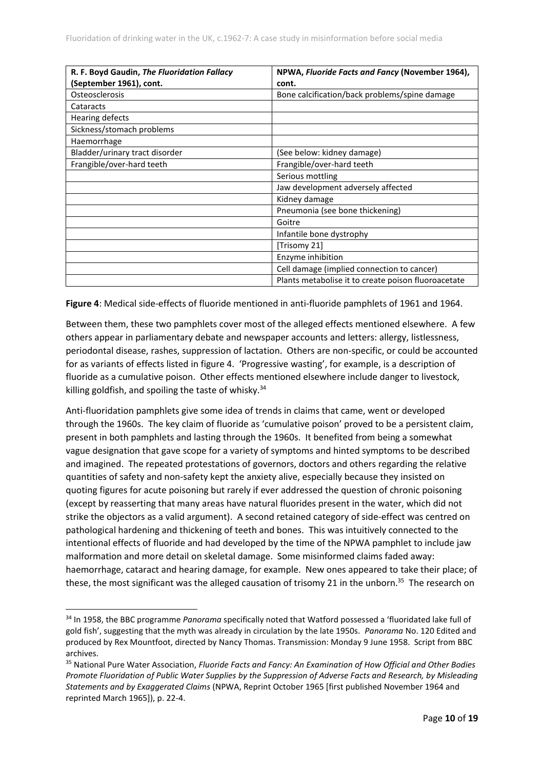| R. F. Boyd Gaudin, *The Fluoridation Fallacy* (September 1961), cont. | NPWA, *Fluoride Facts and Fancy* (November 1964), cont. |
|---|---|
| Osteosclerosis | Bone calcification/back problems/spine damage |
| Cataracts | |
| Hearing defects | |
| Sickness/stomach problems | |
| Haemorrhage | |
| Bladder/urinary tract disorder | (See below: kidney damage) |
| Frangible/over-hard teeth | Frangible/over-hard teeth |
| | Serious mottling |
| | Jaw development adversely affected |
| | Kidney damage |
| | Pneumonia (see bone thickening) |
| | Goitre |
| | Infantile bone dystrophy |
| | [Trisomy 21] |
| | Enzyme inhibition |
| | Cell damage (implied connection to cancer) |
| | Plants metabolise it to create poison fluoroacetate |

**Figure 4**: Medical side-effects of fluoride mentioned in anti-fluoride pamphlets of 1961 and 1964.

Between them, these two pamphlets cover most of the alleged effects mentioned elsewhere. A few others appear in parliamentary debate and newspaper accounts and letters: allergy, listlessness, periodontal disease, rashes, suppression of lactation. Others are non-specific, or could be accounted for as variants of effects listed in figure 4. 'Progressive wasting', for example, is a description of fluoride as a cumulative poison. Other effects mentioned elsewhere include danger to livestock, killing goldfish, and spoiling the taste of whisky.[34]

Anti-fluoridation pamphlets give some idea of trends in claims that came, went or developed through the 1960s. The key claim of fluoride as 'cumulative poison' proved to be a persistent claim, present in both pamphlets and lasting through the 1960s. It benefited from being a somewhat vague designation that gave scope for a variety of symptoms and hinted symptoms to be described and imagined. The repeated protestations of governors, doctors and others regarding the relative quantities of safety and non-safety kept the anxiety alive, especially because they insisted on quoting figures for acute poisoning but rarely if ever addressed the question of chronic poisoning (except by reasserting that many areas have natural fluorides present in the water, which did not strike the objectors as a valid argument). A second retained category of side-effect was centred on pathological hardening and thickening of teeth and bones. This was intuitively connected to the intentional effects of fluoride and had developed by the time of the NPWA pamphlet to include jaw malformation and more detail on skeletal damage. Some misinformed claims faded away: haemorrhage, cataract and hearing damage, for example. New ones appeared to take their place; of these, the most significant was the alleged causation of trisomy 21 in the unborn.[35] The research on

[34] In 1958, the BBC programme *Panorama* specifically noted that Watford possessed a 'fluoridated lake full of gold fish', suggesting that the myth was already in circulation by the late 1950s. *Panorama* No. 120 Edited and produced by Rex Mountfoot, directed by Nancy Thomas. Transmission: Monday 9 June 1958. Script from BBC archives.

[35] National Pure Water Association, *Fluoride Facts and Fancy: An Examination of How Official and Other Bodies Promote Fluoridation of Public Water Supplies by the Suppression of Adverse Facts and Research, by Misleading Statements and by Exaggerated Claims* (NPWA, Reprint October 1965 [first published November 1964 and reprinted March 1965]), p. 22-4.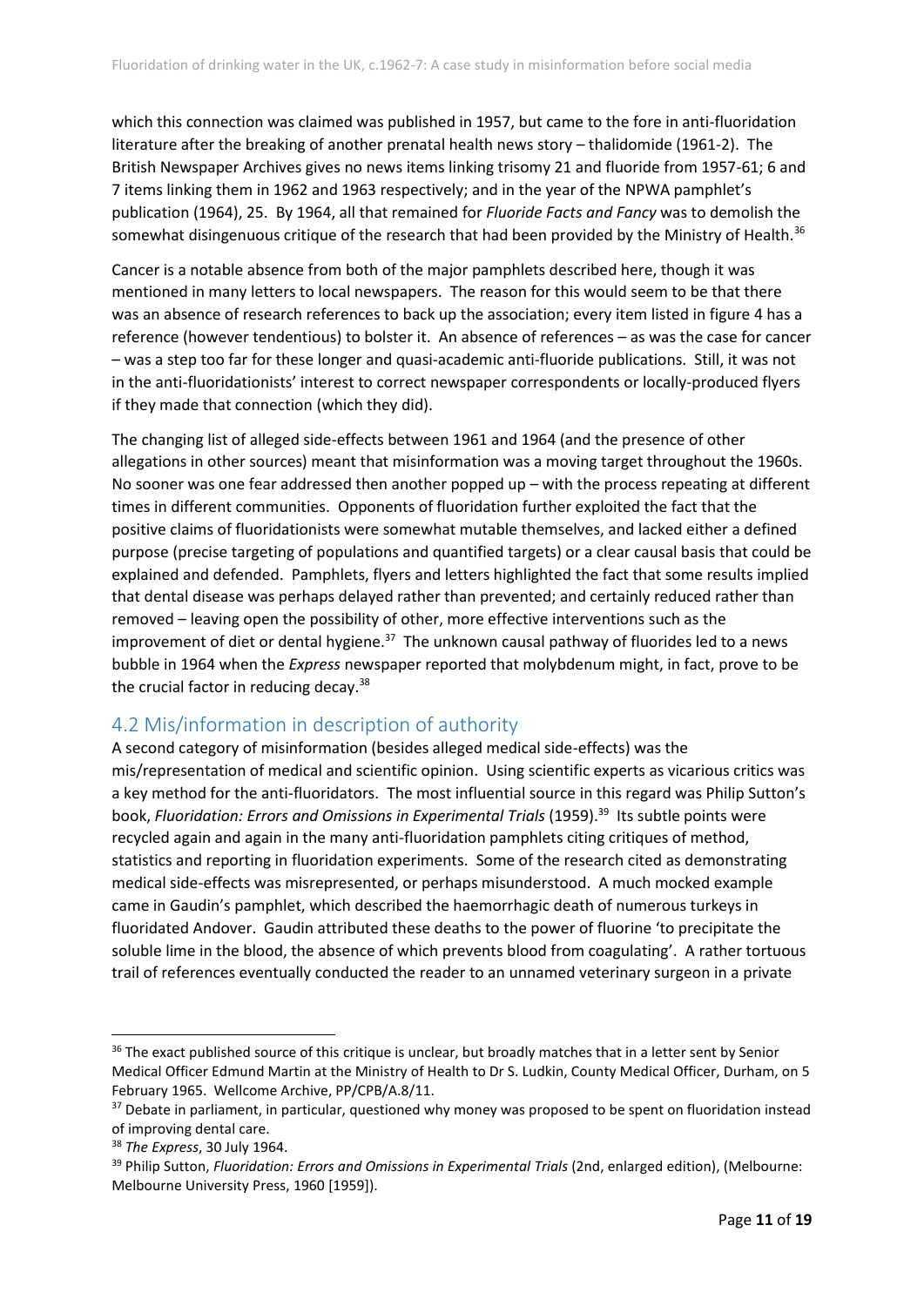which this connection was claimed was published in 1957, but came to the fore in anti-fluoridation literature after the breaking of another prenatal health news story – thalidomide (1961-2). The British Newspaper Archives gives no news items linking trisomy 21 and fluoride from 1957-61; 6 and 7 items linking them in 1962 and 1963 respectively; and in the year of the NPWA pamphlet's publication (1964), 25. By 1964, all that remained for *Fluoride Facts and Fancy* was to demolish the somewhat disingenuous critique of the research that had been provided by the Ministry of Health.[36]

Cancer is a notable absence from both of the major pamphlets described here, though it was mentioned in many letters to local newspapers. The reason for this would seem to be that there was an absence of research references to back up the association; every item listed in figure 4 has a reference (however tendentious) to bolster it. An absence of references – as was the case for cancer – was a step too far for these longer and quasi-academic anti-fluoride publications. Still, it was not in the anti-fluoridationists' interest to correct newspaper correspondents or locally-produced flyers if they made that connection (which they did).

The changing list of alleged side-effects between 1961 and 1964 (and the presence of other allegations in other sources) meant that misinformation was a moving target throughout the 1960s. No sooner was one fear addressed then another popped up – with the process repeating at different times in different communities. Opponents of fluoridation further exploited the fact that the positive claims of fluoridationists were somewhat mutable themselves, and lacked either a defined purpose (precise targeting of populations and quantified targets) or a clear causal basis that could be explained and defended. Pamphlets, flyers and letters highlighted the fact that some results implied that dental disease was perhaps delayed rather than prevented; and certainly reduced rather than removed – leaving open the possibility of other, more effective interventions such as the improvement of diet or dental hygiene.[37] The unknown causal pathway of fluorides led to a news bubble in 1964 when the *Express* newspaper reported that molybdenum might, in fact, prove to be the crucial factor in reducing decay.[38]

## 4.2 Mis/information in description of authority

A second category of misinformation (besides alleged medical side-effects) was the mis/representation of medical and scientific opinion. Using scientific experts as vicarious critics was a key method for the anti-fluoridators. The most influential source in this regard was Philip Sutton's book, *Fluoridation: Errors and Omissions in Experimental Trials* (1959).[39] Its subtle points were recycled again and again in the many anti-fluoridation pamphlets citing critiques of method, statistics and reporting in fluoridation experiments. Some of the research cited as demonstrating medical side-effects was misrepresented, or perhaps misunderstood. A much mocked example came in Gaudin's pamphlet, which described the haemorrhagic death of numerous turkeys in fluoridated Andover. Gaudin attributed these deaths to the power of fluorine 'to precipitate the soluble lime in the blood, the absence of which prevents blood from coagulating'. A rather tortuous trail of references eventually conducted the reader to an unnamed veterinary surgeon in a private

---

[36] The exact published source of this critique is unclear, but broadly matches that in a letter sent by Senior Medical Officer Edmund Martin at the Ministry of Health to Dr S. Ludkin, County Medical Officer, Durham, on 5 February 1965. Wellcome Archive, PP/CPB/A.8/11.

[37] Debate in parliament, in particular, questioned why money was proposed to be spent on fluoridation instead of improving dental care.

[38] *The Express*, 30 July 1964.

[39] Philip Sutton, *Fluoridation: Errors and Omissions in Experimental Trials* (2nd, enlarged edition), (Melbourne: Melbourne University Press, 1960 [1959]).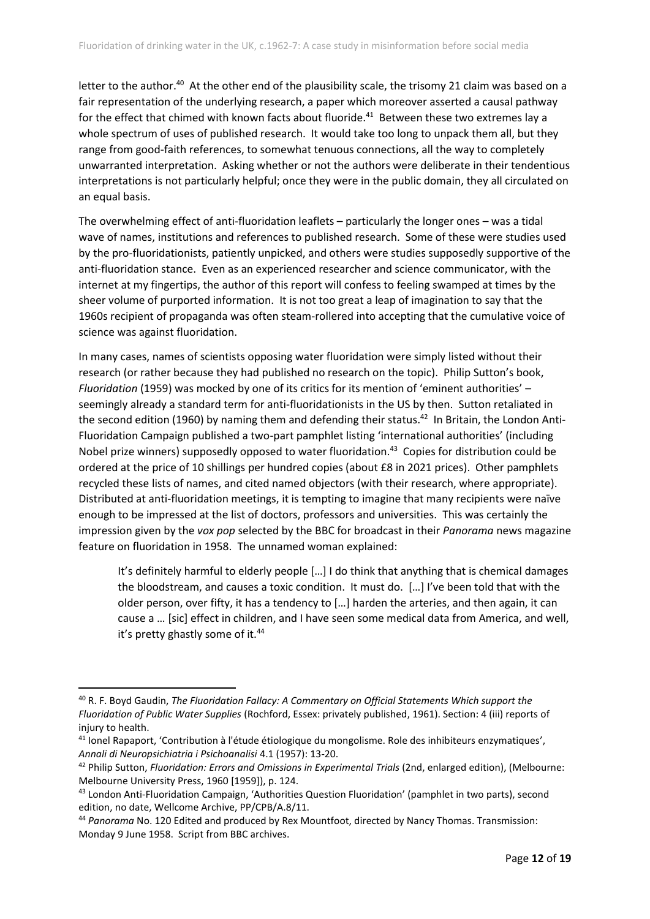letter to the author.[40] At the other end of the plausibility scale, the trisomy 21 claim was based on a fair representation of the underlying research, a paper which moreover asserted a causal pathway for the effect that chimed with known facts about fluoride.[41] Between these two extremes lay a whole spectrum of uses of published research. It would take too long to unpack them all, but they range from good-faith references, to somewhat tenuous connections, all the way to completely unwarranted interpretation. Asking whether or not the authors were deliberate in their tendentious interpretations is not particularly helpful; once they were in the public domain, they all circulated on an equal basis.

The overwhelming effect of anti-fluoridation leaflets – particularly the longer ones – was a tidal wave of names, institutions and references to published research. Some of these were studies used by the pro-fluoridationists, patiently unpicked, and others were studies supposedly supportive of the anti-fluoridation stance. Even as an experienced researcher and science communicator, with the internet at my fingertips, the author of this report will confess to feeling swamped at times by the sheer volume of purported information. It is not too great a leap of imagination to say that the 1960s recipient of propaganda was often steam-rollered into accepting that the cumulative voice of science was against fluoridation.

In many cases, names of scientists opposing water fluoridation were simply listed without their research (or rather because they had published no research on the topic). Philip Sutton's book, *Fluoridation* (1959) was mocked by one of its critics for its mention of 'eminent authorities' – seemingly already a standard term for anti-fluoridationists in the US by then. Sutton retaliated in the second edition (1960) by naming them and defending their status.[42] In Britain, the London Anti-Fluoridation Campaign published a two-part pamphlet listing 'international authorities' (including Nobel prize winners) supposedly opposed to water fluoridation.[43] Copies for distribution could be ordered at the price of 10 shillings per hundred copies (about £8 in 2021 prices). Other pamphlets recycled these lists of names, and cited named objectors (with their research, where appropriate). Distributed at anti-fluoridation meetings, it is tempting to imagine that many recipients were naïve enough to be impressed at the list of doctors, professors and universities. This was certainly the impression given by the *vox pop* selected by the BBC for broadcast in their *Panorama* news magazine feature on fluoridation in 1958. The unnamed woman explained:

> It's definitely harmful to elderly people […] I do think that anything that is chemical damages the bloodstream, and causes a toxic condition. It must do. […] I've been told that with the older person, over fifty, it has a tendency to […] harden the arteries, and then again, it can cause a … [sic] effect in children, and I have seen some medical data from America, and well, it's pretty ghastly some of it.[44]

---

[40] R. F. Boyd Gaudin, *The Fluoridation Fallacy: A Commentary on Official Statements Which support the Fluoridation of Public Water Supplies* (Rochford, Essex: privately published, 1961). Section: 4 (iii) reports of injury to health.

[41] Ionel Rapaport, 'Contribution à l'étude étiologique du mongolisme. Role des inhibiteurs enzymatiques', *Annali di Neuropsichiatria i Psichoanalisi* 4.1 (1957): 13-20.

[42] Philip Sutton, *Fluoridation: Errors and Omissions in Experimental Trials* (2nd, enlarged edition), (Melbourne: Melbourne University Press, 1960 [1959]), p. 124.

[43] London Anti-Fluoridation Campaign, 'Authorities Question Fluoridation' (pamphlet in two parts), second edition, no date, Wellcome Archive, PP/CPB/A.8/11.

[44] *Panorama* No. 120 Edited and produced by Rex Mountfoot, directed by Nancy Thomas. Transmission: Monday 9 June 1958. Script from BBC archives.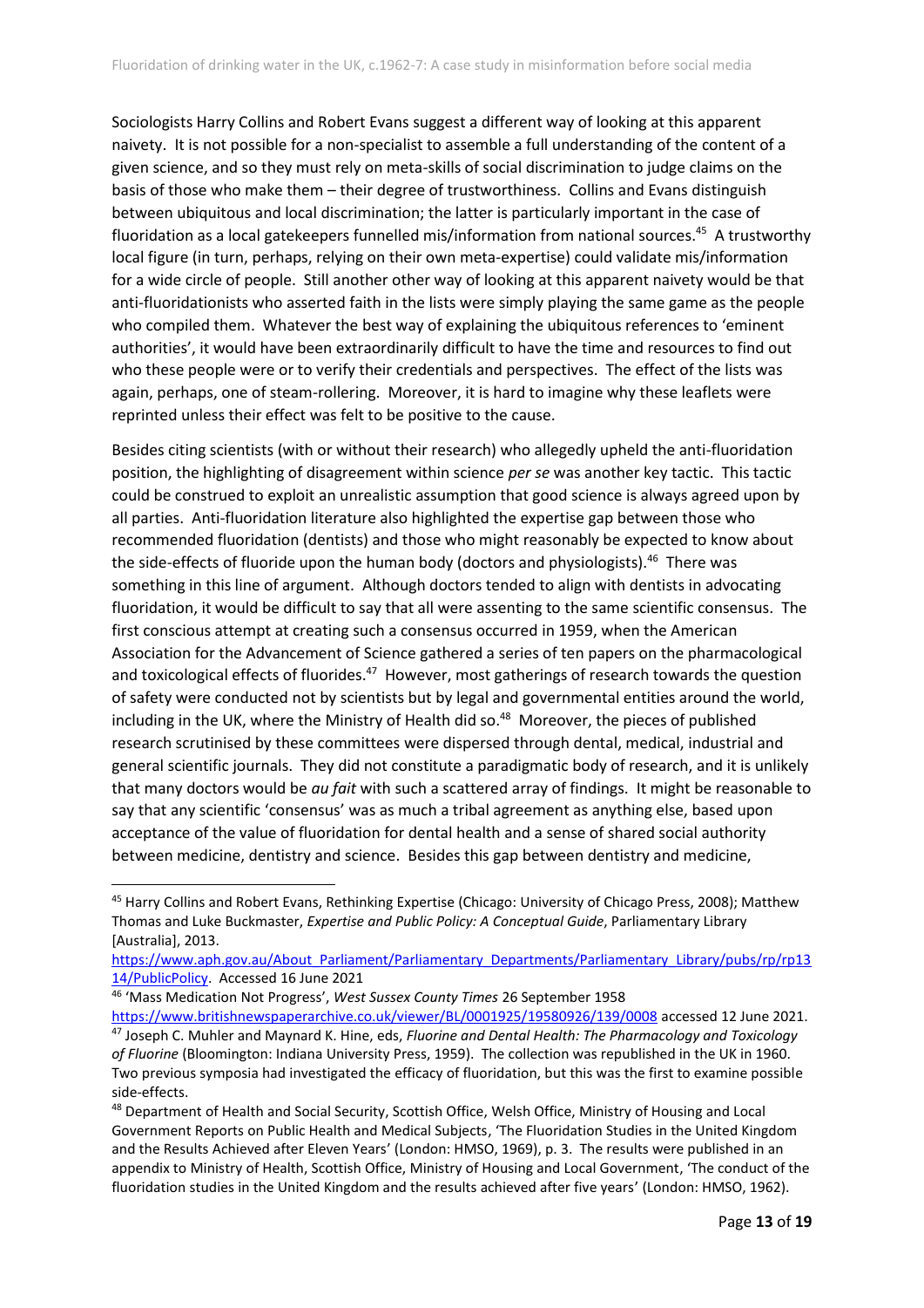Sociologists Harry Collins and Robert Evans suggest a different way of looking at this apparent naivety. It is not possible for a non-specialist to assemble a full understanding of the content of a given science, and so they must rely on meta-skills of social discrimination to judge claims on the basis of those who make them – their degree of trustworthiness. Collins and Evans distinguish between ubiquitous and local discrimination; the latter is particularly important in the case of fluoridation as a local gatekeepers funnelled mis/information from national sources.[45] A trustworthy local figure (in turn, perhaps, relying on their own meta-expertise) could validate mis/information for a wide circle of people. Still another other way of looking at this apparent naivety would be that anti-fluoridationists who asserted faith in the lists were simply playing the same game as the people who compiled them. Whatever the best way of explaining the ubiquitous references to 'eminent authorities', it would have been extraordinarily difficult to have the time and resources to find out who these people were or to verify their credentials and perspectives. The effect of the lists was again, perhaps, one of steam-rollering. Moreover, it is hard to imagine why these leaflets were reprinted unless their effect was felt to be positive to the cause.

Besides citing scientists (with or without their research) who allegedly upheld the anti-fluoridation position, the highlighting of disagreement within science *per se* was another key tactic. This tactic could be construed to exploit an unrealistic assumption that good science is always agreed upon by all parties. Anti-fluoridation literature also highlighted the expertise gap between those who recommended fluoridation (dentists) and those who might reasonably be expected to know about the side-effects of fluoride upon the human body (doctors and physiologists).[46] There was something in this line of argument. Although doctors tended to align with dentists in advocating fluoridation, it would be difficult to say that all were assenting to the same scientific consensus. The first conscious attempt at creating such a consensus occurred in 1959, when the American Association for the Advancement of Science gathered a series of ten papers on the pharmacological and toxicological effects of fluorides.[47] However, most gatherings of research towards the question of safety were conducted not by scientists but by legal and governmental entities around the world, including in the UK, where the Ministry of Health did so.[48] Moreover, the pieces of published research scrutinised by these committees were dispersed through dental, medical, industrial and general scientific journals. They did not constitute a paradigmatic body of research, and it is unlikely that many doctors would be *au fait* with such a scattered array of findings. It might be reasonable to say that any scientific 'consensus' was as much a tribal agreement as anything else, based upon acceptance of the value of fluoridation for dental health and a sense of shared social authority between medicine, dentistry and science. Besides this gap between dentistry and medicine,

---

[45] Harry Collins and Robert Evans, Rethinking Expertise (Chicago: University of Chicago Press, 2008); Matthew Thomas and Luke Buckmaster, *Expertise and Public Policy: A Conceptual Guide*, Parliamentary Library [Australia], 2013. https://www.aph.gov.au/About_Parliament/Parliamentary_Departments/Parliamentary_Library/pubs/rp/rp1314/PublicPolicy. Accessed 16 June 2021

[46] 'Mass Medication Not Progress', *West Sussex County Times* 26 September 1958 https://www.britishnewspaperarchive.co.uk/viewer/BL/0001925/19580926/139/0008 accessed 12 June 2021.

[47] Joseph C. Muhler and Maynard K. Hine, eds, *Fluorine and Dental Health: The Pharmacology and Toxicology of Fluorine* (Bloomington: Indiana University Press, 1959). The collection was republished in the UK in 1960. Two previous symposia had investigated the efficacy of fluoridation, but this was the first to examine possible side-effects.

[48] Department of Health and Social Security, Scottish Office, Welsh Office, Ministry of Housing and Local Government Reports on Public Health and Medical Subjects, 'The Fluoridation Studies in the United Kingdom and the Results Achieved after Eleven Years' (London: HMSO, 1969), p. 3. The results were published in an appendix to Ministry of Health, Scottish Office, Ministry of Housing and Local Government, 'The conduct of the fluoridation studies in the United Kingdom and the results achieved after five years' (London: HMSO, 1962).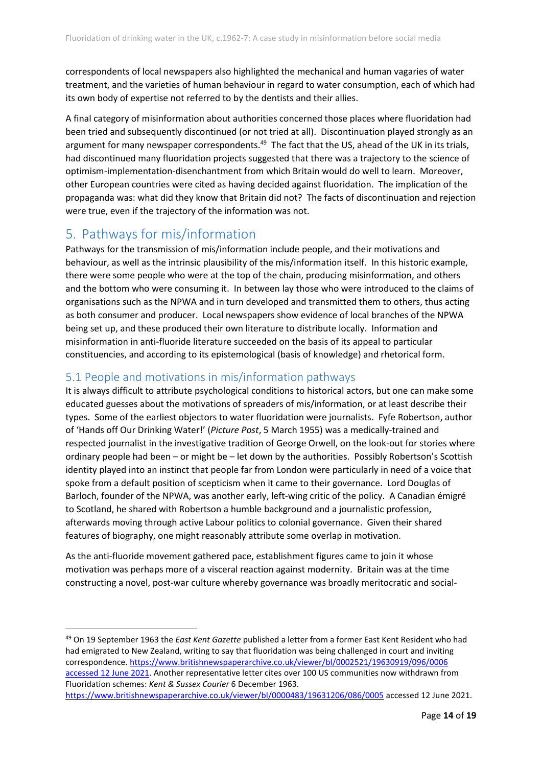correspondents of local newspapers also highlighted the mechanical and human vagaries of water treatment, and the varieties of human behaviour in regard to water consumption, each of which had its own body of expertise not referred to by the dentists and their allies.

A final category of misinformation about authorities concerned those places where fluoridation had been tried and subsequently discontinued (or not tried at all). Discontinuation played strongly as an argument for many newspaper correspondents.[49] The fact that the US, ahead of the UK in its trials, had discontinued many fluoridation projects suggested that there was a trajectory to the science of optimism-implementation-disenchantment from which Britain would do well to learn. Moreover, other European countries were cited as having decided against fluoridation. The implication of the propaganda was: what did they know that Britain did not? The facts of discontinuation and rejection were true, even if the trajectory of the information was not.

## 5. Pathways for mis/information

Pathways for the transmission of mis/information include people, and their motivations and behaviour, as well as the intrinsic plausibility of the mis/information itself. In this historic example, there were some people who were at the top of the chain, producing misinformation, and others and the bottom who were consuming it. In between lay those who were introduced to the claims of organisations such as the NPWA and in turn developed and transmitted them to others, thus acting as both consumer and producer. Local newspapers show evidence of local branches of the NPWA being set up, and these produced their own literature to distribute locally. Information and misinformation in anti-fluoride literature succeeded on the basis of its appeal to particular constituencies, and according to its epistemological (basis of knowledge) and rhetorical form.

### 5.1 People and motivations in mis/information pathways

It is always difficult to attribute psychological conditions to historical actors, but one can make some educated guesses about the motivations of spreaders of mis/information, or at least describe their types. Some of the earliest objectors to water fluoridation were journalists. Fyfe Robertson, author of 'Hands off Our Drinking Water!' (*Picture Post*, 5 March 1955) was a medically-trained and respected journalist in the investigative tradition of George Orwell, on the look-out for stories where ordinary people had been – or might be – let down by the authorities. Possibly Robertson's Scottish identity played into an instinct that people far from London were particularly in need of a voice that spoke from a default position of scepticism when it came to their governance. Lord Douglas of Barloch, founder of the NPWA, was another early, left-wing critic of the policy. A Canadian émigré to Scotland, he shared with Robertson a humble background and a journalistic profession, afterwards moving through active Labour politics to colonial governance. Given their shared features of biography, one might reasonably attribute some overlap in motivation.

As the anti-fluoride movement gathered pace, establishment figures came to join it whose motivation was perhaps more of a visceral reaction against modernity. Britain was at the time constructing a novel, post-war culture whereby governance was broadly meritocratic and social-

---

[49] On 19 September 1963 the *East Kent Gazette* published a letter from a former East Kent Resident who had had emigrated to New Zealand, writing to say that fluoridation was being challenged in court and inviting correspondence. https://www.britishnewspaperarchive.co.uk/viewer/bl/0002521/19630919/096/0006 accessed 12 June 2021. Another representative letter cites over 100 US communities now withdrawn from Fluoridation schemes: *Kent & Sussex Courier* 6 December 1963. https://www.britishnewspaperarchive.co.uk/viewer/bl/0000483/19631206/086/0005 accessed 12 June 2021.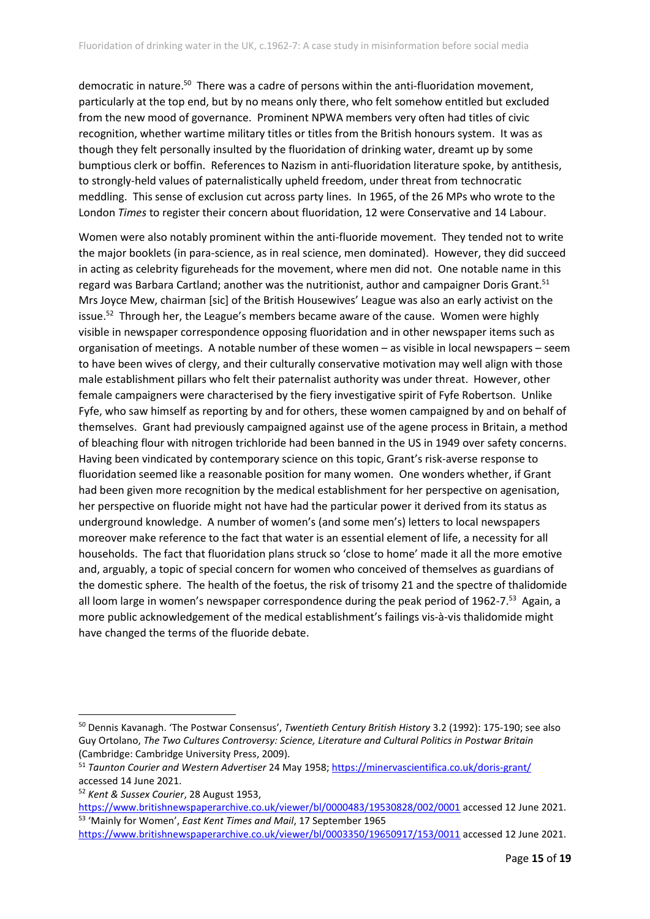democratic in nature.[50] There was a cadre of persons within the anti-fluoridation movement, particularly at the top end, but by no means only there, who felt somehow entitled but excluded from the new mood of governance. Prominent NPWA members very often had titles of civic recognition, whether wartime military titles or titles from the British honours system. It was as though they felt personally insulted by the fluoridation of drinking water, dreamt up by some bumptious clerk or boffin. References to Nazism in anti-fluoridation literature spoke, by antithesis, to strongly-held values of paternalistically upheld freedom, under threat from technocratic meddling. This sense of exclusion cut across party lines. In 1965, of the 26 MPs who wrote to the London *Times* to register their concern about fluoridation, 12 were Conservative and 14 Labour.

Women were also notably prominent within the anti-fluoride movement. They tended not to write the major booklets (in para-science, as in real science, men dominated). However, they did succeed in acting as celebrity figureheads for the movement, where men did not. One notable name in this regard was Barbara Cartland; another was the nutritionist, author and campaigner Doris Grant.[51] Mrs Joyce Mew, chairman [sic] of the British Housewives' League was also an early activist on the issue.[52] Through her, the League's members became aware of the cause. Women were highly visible in newspaper correspondence opposing fluoridation and in other newspaper items such as organisation of meetings. A notable number of these women – as visible in local newspapers – seem to have been wives of clergy, and their culturally conservative motivation may well align with those male establishment pillars who felt their paternalist authority was under threat. However, other female campaigners were characterised by the fiery investigative spirit of Fyfe Robertson. Unlike Fyfe, who saw himself as reporting by and for others, these women campaigned by and on behalf of themselves. Grant had previously campaigned against use of the agene process in Britain, a method of bleaching flour with nitrogen trichloride had been banned in the US in 1949 over safety concerns. Having been vindicated by contemporary science on this topic, Grant's risk-averse response to fluoridation seemed like a reasonable position for many women. One wonders whether, if Grant had been given more recognition by the medical establishment for her perspective on agenisation, her perspective on fluoride might not have had the particular power it derived from its status as underground knowledge. A number of women's (and some men's) letters to local newspapers moreover make reference to the fact that water is an essential element of life, a necessity for all households. The fact that fluoridation plans struck so 'close to home' made it all the more emotive and, arguably, a topic of special concern for women who conceived of themselves as guardians of the domestic sphere. The health of the foetus, the risk of trisomy 21 and the spectre of thalidomide all loom large in women's newspaper correspondence during the peak period of 1962-7.[53] Again, a more public acknowledgement of the medical establishment's failings vis-à-vis thalidomide might have changed the terms of the fluoride debate.

---

[50] Dennis Kavanagh. 'The Postwar Consensus', *Twentieth Century British History* 3.2 (1992): 175-190; see also Guy Ortolano, *The Two Cultures Controversy: Science, Literature and Cultural Politics in Postwar Britain* (Cambridge: Cambridge University Press, 2009).

[51] *Taunton Courier and Western Advertiser* 24 May 1958; https://minervascientifica.co.uk/doris-grant/ accessed 14 June 2021.

[52] *Kent & Sussex Courier*, 28 August 1953, https://www.britishnewspaperarchive.co.uk/viewer/bl/0000483/19530828/002/0001 accessed 12 June 2021.

[53] 'Mainly for Women', *East Kent Times and Mail*, 17 September 1965 https://www.britishnewspaperarchive.co.uk/viewer/bl/0003350/19650917/153/0011 accessed 12 June 2021.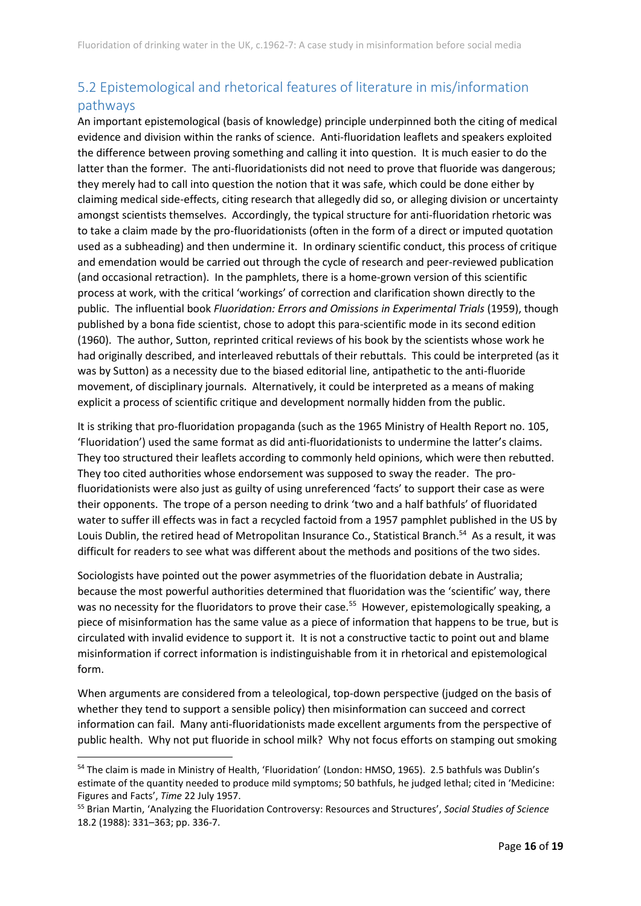## 5.2 Epistemological and rhetorical features of literature in mis/information pathways

An important epistemological (basis of knowledge) principle underpinned both the citing of medical evidence and division within the ranks of science. Anti-fluoridation leaflets and speakers exploited the difference between proving something and calling it into question. It is much easier to do the latter than the former. The anti-fluoridationists did not need to prove that fluoride was dangerous; they merely had to call into question the notion that it was safe, which could be done either by claiming medical side-effects, citing research that allegedly did so, or alleging division or uncertainty amongst scientists themselves. Accordingly, the typical structure for anti-fluoridation rhetoric was to take a claim made by the pro-fluoridationists (often in the form of a direct or imputed quotation used as a subheading) and then undermine it. In ordinary scientific conduct, this process of critique and emendation would be carried out through the cycle of research and peer-reviewed publication (and occasional retraction). In the pamphlets, there is a home-grown version of this scientific process at work, with the critical 'workings' of correction and clarification shown directly to the public. The influential book *Fluoridation: Errors and Omissions in Experimental Trials* (1959), though published by a bona fide scientist, chose to adopt this para-scientific mode in its second edition (1960). The author, Sutton, reprinted critical reviews of his book by the scientists whose work he had originally described, and interleaved rebuttals of their rebuttals. This could be interpreted (as it was by Sutton) as a necessity due to the biased editorial line, antipathetic to the anti-fluoride movement, of disciplinary journals. Alternatively, it could be interpreted as a means of making explicit a process of scientific critique and development normally hidden from the public.

It is striking that pro-fluoridation propaganda (such as the 1965 Ministry of Health Report no. 105, 'Fluoridation') used the same format as did anti-fluoridationists to undermine the latter's claims. They too structured their leaflets according to commonly held opinions, which were then rebutted. They too cited authorities whose endorsement was supposed to sway the reader. The pro-fluoridationists were also just as guilty of using unreferenced 'facts' to support their case as were their opponents. The trope of a person needing to drink 'two and a half bathfuls' of fluoridated water to suffer ill effects was in fact a recycled factoid from a 1957 pamphlet published in the US by Louis Dublin, the retired head of Metropolitan Insurance Co., Statistical Branch.[54] As a result, it was difficult for readers to see what was different about the methods and positions of the two sides.

Sociologists have pointed out the power asymmetries of the fluoridation debate in Australia; because the most powerful authorities determined that fluoridation was the 'scientific' way, there was no necessity for the fluoridators to prove their case.[55] However, epistemologically speaking, a piece of misinformation has the same value as a piece of information that happens to be true, but is circulated with invalid evidence to support it. It is not a constructive tactic to point out and blame misinformation if correct information is indistinguishable from it in rhetorical and epistemological form.

When arguments are considered from a teleological, top-down perspective (judged on the basis of whether they tend to support a sensible policy) then misinformation can succeed and correct information can fail. Many anti-fluoridationists made excellent arguments from the perspective of public health. Why not put fluoride in school milk? Why not focus efforts on stamping out smoking

---

[54] The claim is made in Ministry of Health, 'Fluoridation' (London: HMSO, 1965). 2.5 bathfuls was Dublin's estimate of the quantity needed to produce mild symptoms; 50 bathfuls, he judged lethal; cited in 'Medicine: Figures and Facts', *Time* 22 July 1957.

[55] Brian Martin, 'Analyzing the Fluoridation Controversy: Resources and Structures', *Social Studies of Science* 18.2 (1988): 331–363; pp. 336-7.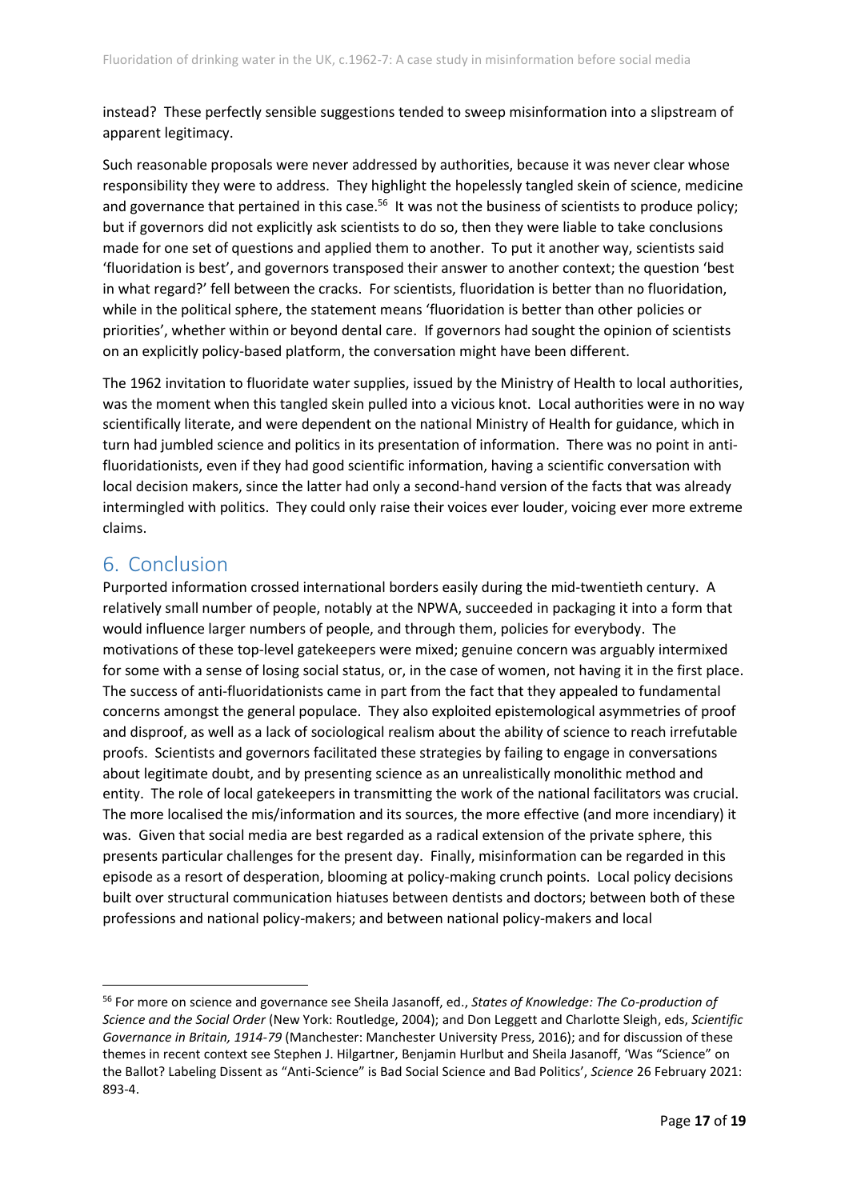instead? These perfectly sensible suggestions tended to sweep misinformation into a slipstream of apparent legitimacy.

Such reasonable proposals were never addressed by authorities, because it was never clear whose responsibility they were to address. They highlight the hopelessly tangled skein of science, medicine and governance that pertained in this case.[56] It was not the business of scientists to produce policy; but if governors did not explicitly ask scientists to do so, then they were liable to take conclusions made for one set of questions and applied them to another. To put it another way, scientists said 'fluoridation is best', and governors transposed their answer to another context; the question 'best in what regard?' fell between the cracks. For scientists, fluoridation is better than no fluoridation, while in the political sphere, the statement means 'fluoridation is better than other policies or priorities', whether within or beyond dental care. If governors had sought the opinion of scientists on an explicitly policy-based platform, the conversation might have been different.

The 1962 invitation to fluoridate water supplies, issued by the Ministry of Health to local authorities, was the moment when this tangled skein pulled into a vicious knot. Local authorities were in no way scientifically literate, and were dependent on the national Ministry of Health for guidance, which in turn had jumbled science and politics in its presentation of information. There was no point in anti-fluoridationists, even if they had good scientific information, having a scientific conversation with local decision makers, since the latter had only a second-hand version of the facts that was already intermingled with politics. They could only raise their voices ever louder, voicing ever more extreme claims.

## 6. Conclusion

Purported information crossed international borders easily during the mid-twentieth century. A relatively small number of people, notably at the NPWA, succeeded in packaging it into a form that would influence larger numbers of people, and through them, policies for everybody. The motivations of these top-level gatekeepers were mixed; genuine concern was arguably intermixed for some with a sense of losing social status, or, in the case of women, not having it in the first place. The success of anti-fluoridationists came in part from the fact that they appealed to fundamental concerns amongst the general populace. They also exploited epistemological asymmetries of proof and disproof, as well as a lack of sociological realism about the ability of science to reach irrefutable proofs. Scientists and governors facilitated these strategies by failing to engage in conversations about legitimate doubt, and by presenting science as an unrealistically monolithic method and entity. The role of local gatekeepers in transmitting the work of the national facilitators was crucial. The more localised the mis/information and its sources, the more effective (and more incendiary) it was. Given that social media are best regarded as a radical extension of the private sphere, this presents particular challenges for the present day. Finally, misinformation can be regarded in this episode as a resort of desperation, blooming at policy-making crunch points. Local policy decisions built over structural communication hiatuses between dentists and doctors; between both of these professions and national policy-makers; and between national policy-makers and local

---

[56] For more on science and governance see Sheila Jasanoff, ed., *States of Knowledge: The Co-production of Science and the Social Order* (New York: Routledge, 2004); and Don Leggett and Charlotte Sleigh, eds, *Scientific Governance in Britain, 1914-79* (Manchester: Manchester University Press, 2016); and for discussion of these themes in recent context see Stephen J. Hilgartner, Benjamin Hurlbut and Sheila Jasanoff, 'Was "Science" on the Ballot? Labeling Dissent as "Anti-Science" is Bad Social Science and Bad Politics', *Science* 26 February 2021: 893-4.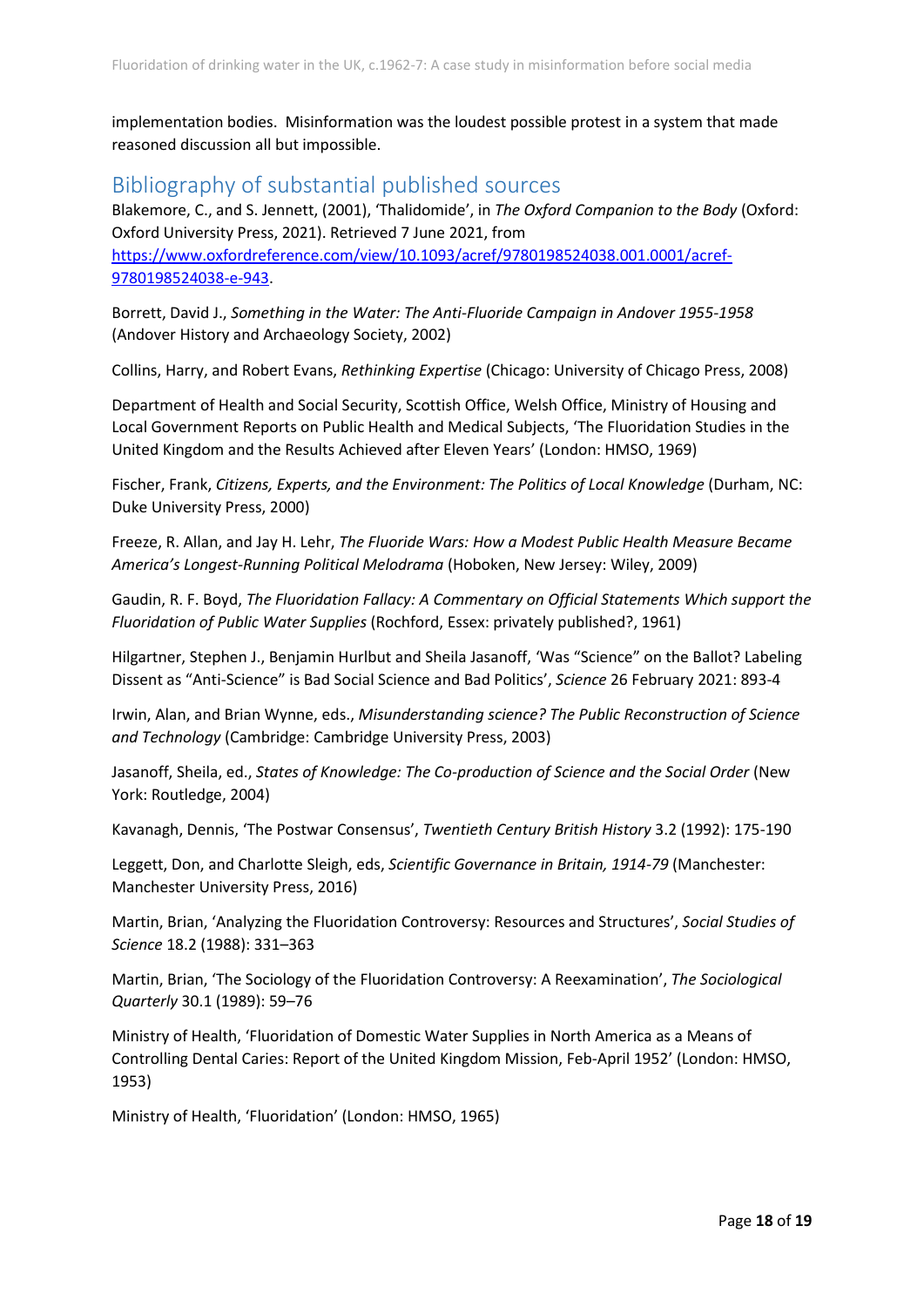implementation bodies. Misinformation was the loudest possible protest in a system that made reasoned discussion all but impossible.

## Bibliography of substantial published sources

Blakemore, C., and S. Jennett, (2001), 'Thalidomide', in *The Oxford Companion to the Body* (Oxford: Oxford University Press, 2021). Retrieved 7 June 2021, from [https://www.oxfordreference.com/view/10.1093/acref/9780198524038.001.0001/acref-9780198524038-e-943](https://www.oxfordreference.com/view/10.1093/acref/9780198524038.001.0001/acref-9780198524038-e-943).

Borrett, David J., *Something in the Water: The Anti-Fluoride Campaign in Andover 1955-1958* (Andover History and Archaeology Society, 2002)

Collins, Harry, and Robert Evans, *Rethinking Expertise* (Chicago: University of Chicago Press, 2008)

Department of Health and Social Security, Scottish Office, Welsh Office, Ministry of Housing and Local Government Reports on Public Health and Medical Subjects, 'The Fluoridation Studies in the United Kingdom and the Results Achieved after Eleven Years' (London: HMSO, 1969)

Fischer, Frank, *Citizens, Experts, and the Environment: The Politics of Local Knowledge* (Durham, NC: Duke University Press, 2000)

Freeze, R. Allan, and Jay H. Lehr, *The Fluoride Wars: How a Modest Public Health Measure Became America's Longest-Running Political Melodrama* (Hoboken, New Jersey: Wiley, 2009)

Gaudin, R. F. Boyd, *The Fluoridation Fallacy: A Commentary on Official Statements Which support the Fluoridation of Public Water Supplies* (Rochford, Essex: privately published?, 1961)

Hilgartner, Stephen J., Benjamin Hurlbut and Sheila Jasanoff, 'Was "Science" on the Ballot? Labeling Dissent as "Anti-Science" is Bad Social Science and Bad Politics', *Science* 26 February 2021: 893-4

Irwin, Alan, and Brian Wynne, eds., *Misunderstanding science? The Public Reconstruction of Science and Technology* (Cambridge: Cambridge University Press, 2003)

Jasanoff, Sheila, ed., *States of Knowledge: The Co-production of Science and the Social Order* (New York: Routledge, 2004)

Kavanagh, Dennis, 'The Postwar Consensus', *Twentieth Century British History* 3.2 (1992): 175-190

Leggett, Don, and Charlotte Sleigh, eds, *Scientific Governance in Britain, 1914-79* (Manchester: Manchester University Press, 2016)

Martin, Brian, 'Analyzing the Fluoridation Controversy: Resources and Structures', *Social Studies of Science* 18.2 (1988): 331–363

Martin, Brian, 'The Sociology of the Fluoridation Controversy: A Reexamination', *The Sociological Quarterly* 30.1 (1989): 59–76

Ministry of Health, 'Fluoridation of Domestic Water Supplies in North America as a Means of Controlling Dental Caries: Report of the United Kingdom Mission, Feb-April 1952' (London: HMSO, 1953)

Ministry of Health, 'Fluoridation' (London: HMSO, 1965)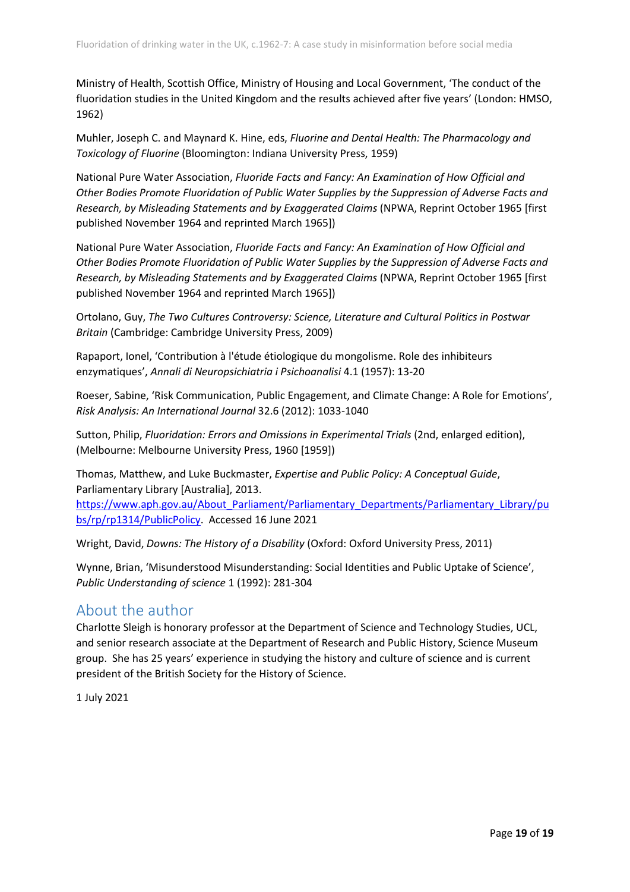Ministry of Health, Scottish Office, Ministry of Housing and Local Government, 'The conduct of the fluoridation studies in the United Kingdom and the results achieved after five years' (London: HMSO, 1962)

Muhler, Joseph C. and Maynard K. Hine, eds, *Fluorine and Dental Health: The Pharmacology and Toxicology of Fluorine* (Bloomington: Indiana University Press, 1959)

National Pure Water Association, *Fluoride Facts and Fancy: An Examination of How Official and Other Bodies Promote Fluoridation of Public Water Supplies by the Suppression of Adverse Facts and Research, by Misleading Statements and by Exaggerated Claims* (NPWA, Reprint October 1965 [first published November 1964 and reprinted March 1965])

National Pure Water Association, *Fluoride Facts and Fancy: An Examination of How Official and Other Bodies Promote Fluoridation of Public Water Supplies by the Suppression of Adverse Facts and Research, by Misleading Statements and by Exaggerated Claims* (NPWA, Reprint October 1965 [first published November 1964 and reprinted March 1965])

Ortolano, Guy, *The Two Cultures Controversy: Science, Literature and Cultural Politics in Postwar Britain* (Cambridge: Cambridge University Press, 2009)

Rapaport, Ionel, 'Contribution à l'étude étiologique du mongolisme. Role des inhibiteurs enzymatiques', *Annali di Neuropsichiatria i Psichoanalisi* 4.1 (1957): 13-20

Roeser, Sabine, 'Risk Communication, Public Engagement, and Climate Change: A Role for Emotions', *Risk Analysis: An International Journal* 32.6 (2012): 1033-1040

Sutton, Philip, *Fluoridation: Errors and Omissions in Experimental Trials* (2nd, enlarged edition), (Melbourne: Melbourne University Press, 1960 [1959])

Thomas, Matthew, and Luke Buckmaster, *Expertise and Public Policy: A Conceptual Guide*, Parliamentary Library [Australia], 2013. [https://www.aph.gov.au/About_Parliament/Parliamentary_Departments/Parliamentary_Library/pubs/rp/rp1314/PublicPolicy](https://www.aph.gov.au/About_Parliament/Parliamentary_Departments/Parliamentary_Library/pubs/rp/rp1314/PublicPolicy). Accessed 16 June 2021

Wright, David, *Downs: The History of a Disability* (Oxford: Oxford University Press, 2011)

Wynne, Brian, 'Misunderstood Misunderstanding: Social Identities and Public Uptake of Science', *Public Understanding of science* 1 (1992): 281-304

## About the author

Charlotte Sleigh is honorary professor at the Department of Science and Technology Studies, UCL, and senior research associate at the Department of Research and Public History, Science Museum group. She has 25 years' experience in studying the history and culture of science and is current president of the British Society for the History of Science.

1 July 2021